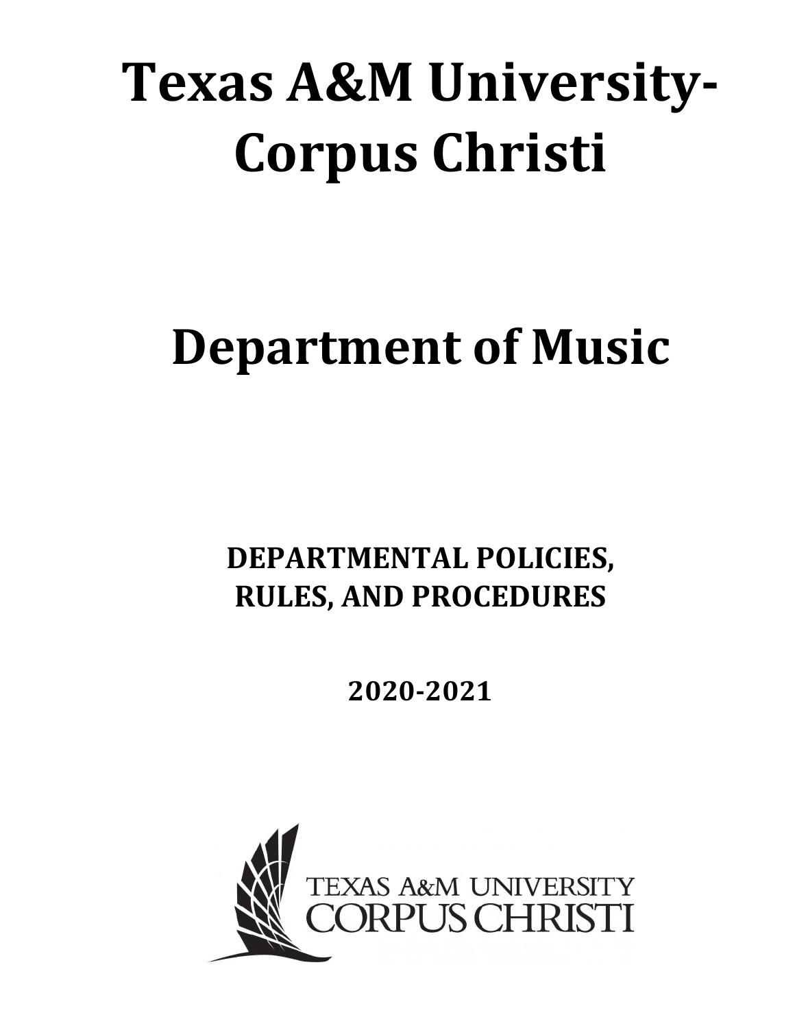# Texas A&M University-Corpus Christi

# Department of Music

## DEPARTMENTAL POLICIES, RULES, AND PROCEDURES

## 2020-2021

TEXAS A&M UNIVERSITY
CORPUS CHRISTI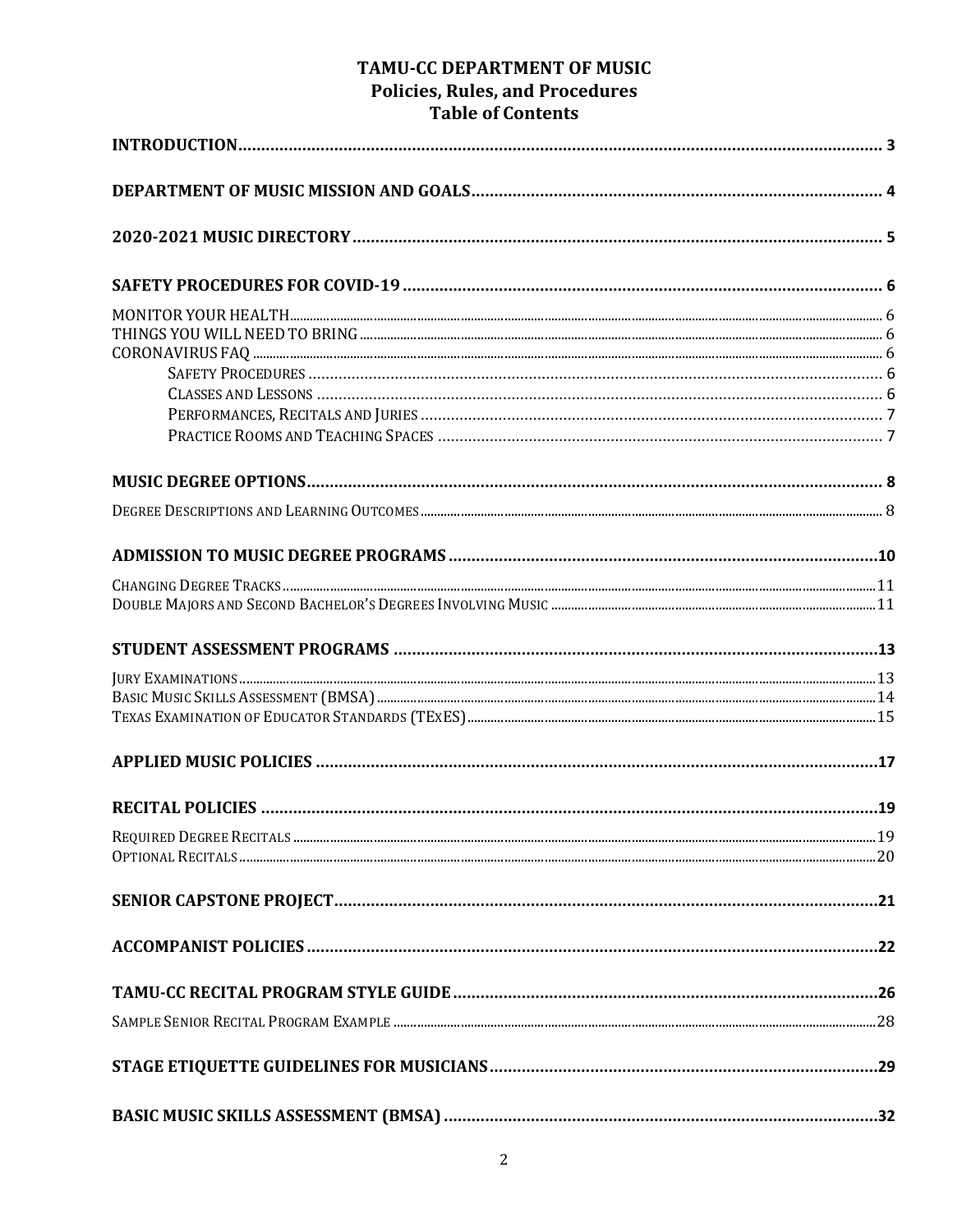# TAMU-CC DEPARTMENT OF MUSIC
## Policies, Rules, and Procedures
## Table of Contents

**INTRODUCTION** .......... 3

**DEPARTMENT OF MUSIC MISSION AND GOALS** .......... 4

**2020-2021 MUSIC DIRECTORY** .......... 5

**SAFETY PROCEDURES FOR COVID-19** .......... 6

MONITOR YOUR HEALTH .......... 6
THINGS YOU WILL NEED TO BRING .......... 6
CORONAVIRUS FAQ .......... 6
- SAFETY PROCEDURES .......... 6
- CLASSES AND LESSONS .......... 6
- PERFORMANCES, RECITALS AND JURIES .......... 7
- PRACTICE ROOMS AND TEACHING SPACES .......... 7

**MUSIC DEGREE OPTIONS** .......... 8

DEGREE DESCRIPTIONS AND LEARNING OUTCOMES .......... 8

**ADMISSION TO MUSIC DEGREE PROGRAMS** .......... 10

CHANGING DEGREE TRACKS .......... 11
DOUBLE MAJORS AND SECOND BACHELOR'S DEGREES INVOLVING MUSIC .......... 11

**STUDENT ASSESSMENT PROGRAMS** .......... 13

JURY EXAMINATIONS .......... 13
BASIC MUSIC SKILLS ASSESSMENT (BMSA) .......... 14
TEXAS EXAMINATION OF EDUCATOR STANDARDS (TExES) .......... 15

**APPLIED MUSIC POLICIES** .......... 17

**RECITAL POLICIES** .......... 19

REQUIRED DEGREE RECITALS .......... 19
OPTIONAL RECITALS .......... 20

**SENIOR CAPSTONE PROJECT** .......... 21

**ACCOMPANIST POLICIES** .......... 22

**TAMU-CC RECITAL PROGRAM STYLE GUIDE** .......... 26

SAMPLE SENIOR RECITAL PROGRAM EXAMPLE .......... 28

**STAGE ETIQUETTE GUIDELINES FOR MUSICIANS** .......... 29

**BASIC MUSIC SKILLS ASSESSMENT (BMSA)** .......... 32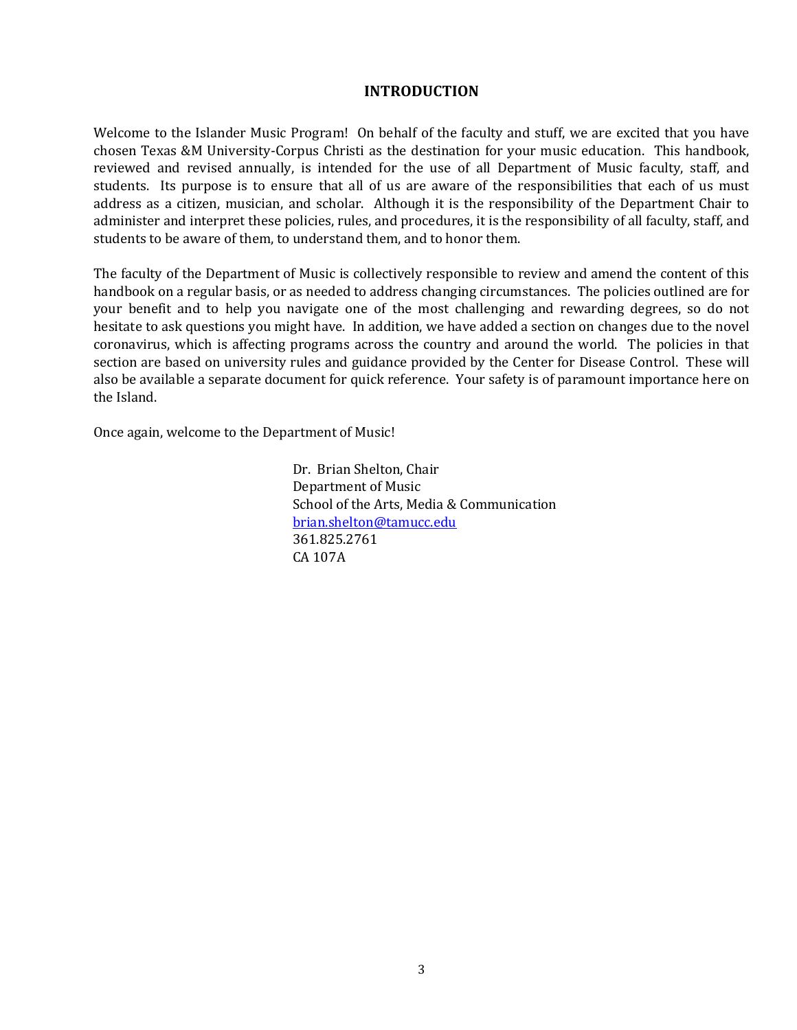# INTRODUCTION

Welcome to the Islander Music Program! On behalf of the faculty and stuff, we are excited that you have chosen Texas &M University-Corpus Christi as the destination for your music education. This handbook, reviewed and revised annually, is intended for the use of all Department of Music faculty, staff, and students. Its purpose is to ensure that all of us are aware of the responsibilities that each of us must address as a citizen, musician, and scholar. Although it is the responsibility of the Department Chair to administer and interpret these policies, rules, and procedures, it is the responsibility of all faculty, staff, and students to be aware of them, to understand them, and to honor them.

The faculty of the Department of Music is collectively responsible to review and amend the content of this handbook on a regular basis, or as needed to address changing circumstances. The policies outlined are for your benefit and to help you navigate one of the most challenging and rewarding degrees, so do not hesitate to ask questions you might have. In addition, we have added a section on changes due to the novel coronavirus, which is affecting programs across the country and around the world. The policies in that section are based on university rules and guidance provided by the Center for Disease Control. These will also be available a separate document for quick reference. Your safety is of paramount importance here on the Island.

Once again, welcome to the Department of Music!

Dr. Brian Shelton, Chair
Department of Music
School of the Arts, Media & Communication
brian.shelton@tamucc.edu
361.825.2761
CA 107A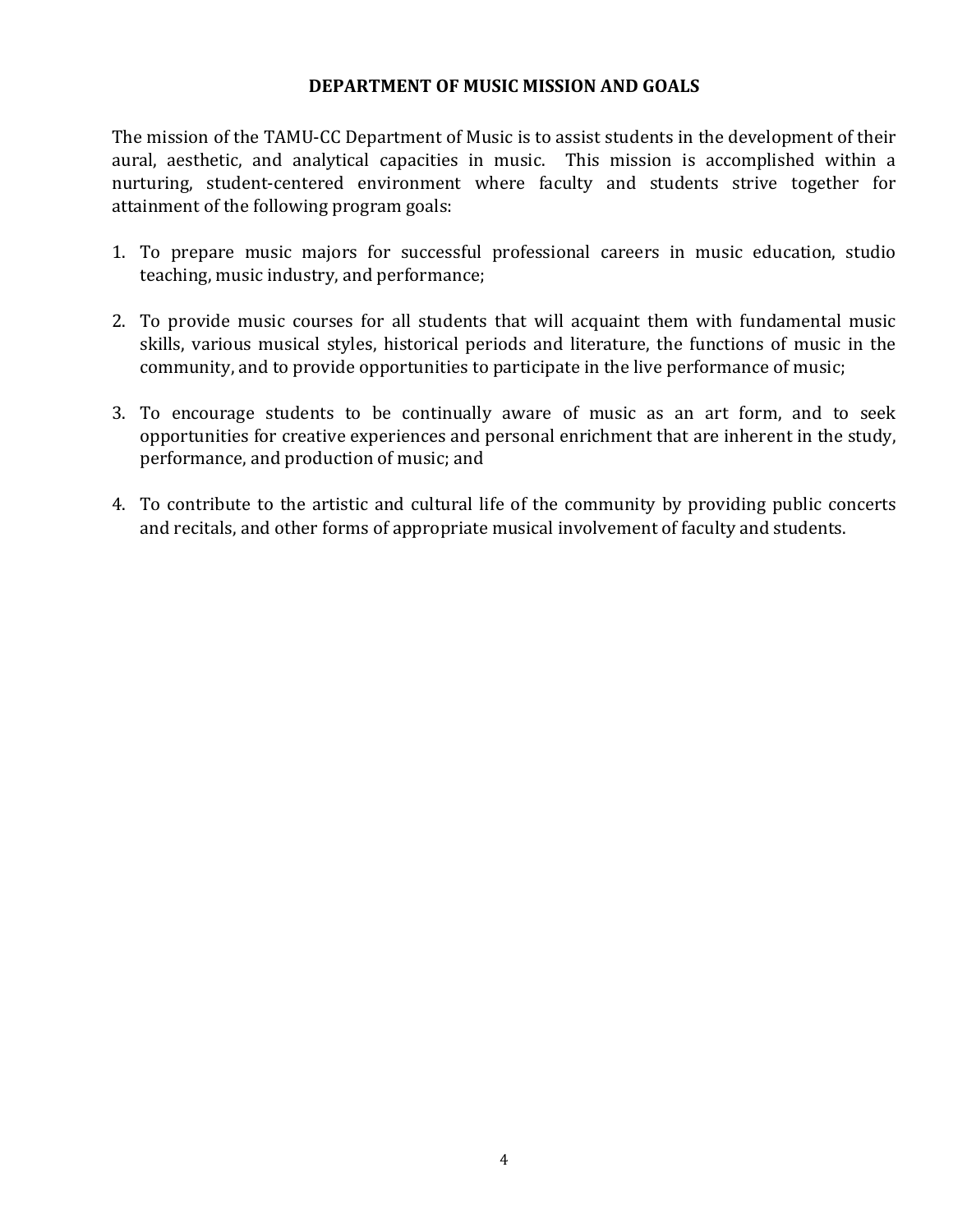## DEPARTMENT OF MUSIC MISSION AND GOALS

The mission of the TAMU-CC Department of Music is to assist students in the development of their aural, aesthetic, and analytical capacities in music. This mission is accomplished within a nurturing, student-centered environment where faculty and students strive together for attainment of the following program goals:

1. To prepare music majors for successful professional careers in music education, studio teaching, music industry, and performance;

2. To provide music courses for all students that will acquaint them with fundamental music skills, various musical styles, historical periods and literature, the functions of music in the community, and to provide opportunities to participate in the live performance of music;

3. To encourage students to be continually aware of music as an art form, and to seek opportunities for creative experiences and personal enrichment that are inherent in the study, performance, and production of music; and

4. To contribute to the artistic and cultural life of the community by providing public concerts and recitals, and other forms of appropriate musical involvement of faculty and students.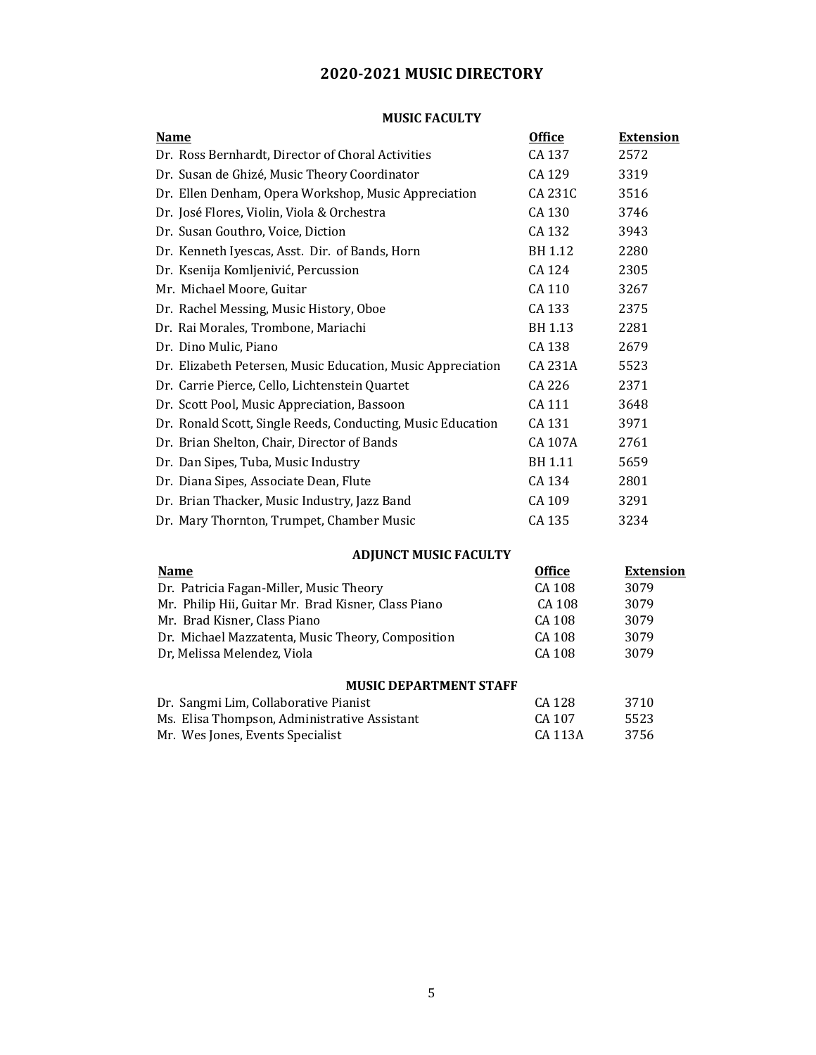# 2020-2021 MUSIC DIRECTORY

## MUSIC FACULTY

| Name | Office | Extension |
|---|---|---|
| Dr. Ross Bernhardt, Director of Choral Activities | CA 137 | 2572 |
| Dr. Susan de Ghizé, Music Theory Coordinator | CA 129 | 3319 |
| Dr. Ellen Denham, Opera Workshop, Music Appreciation | CA 231C | 3516 |
| Dr. José Flores, Violin, Viola & Orchestra | CA 130 | 3746 |
| Dr. Susan Gouthro, Voice, Diction | CA 132 | 3943 |
| Dr. Kenneth Iyescas, Asst. Dir. of Bands, Horn | BH 1.12 | 2280 |
| Dr. Ksenija Komljenivić, Percussion | CA 124 | 2305 |
| Mr. Michael Moore, Guitar | CA 110 | 3267 |
| Dr. Rachel Messing, Music History, Oboe | CA 133 | 2375 |
| Dr. Rai Morales, Trombone, Mariachi | BH 1.13 | 2281 |
| Dr. Dino Mulic, Piano | CA 138 | 2679 |
| Dr. Elizabeth Petersen, Music Education, Music Appreciation | CA 231A | 5523 |
| Dr. Carrie Pierce, Cello, Lichtenstein Quartet | CA 226 | 2371 |
| Dr. Scott Pool, Music Appreciation, Bassoon | CA 111 | 3648 |
| Dr. Ronald Scott, Single Reeds, Conducting, Music Education | CA 131 | 3971 |
| Dr. Brian Shelton, Chair, Director of Bands | CA 107A | 2761 |
| Dr. Dan Sipes, Tuba, Music Industry | BH 1.11 | 5659 |
| Dr. Diana Sipes, Associate Dean, Flute | CA 134 | 2801 |
| Dr. Brian Thacker, Music Industry, Jazz Band | CA 109 | 3291 |
| Dr. Mary Thornton, Trumpet, Chamber Music | CA 135 | 3234 |

## ADJUNCT MUSIC FACULTY

| Name | Office | Extension |
|---|---|---|
| Dr. Patricia Fagan-Miller, Music Theory | CA 108 | 3079 |
| Mr. Philip Hii, Guitar Mr. Brad Kisner, Class Piano | CA 108 | 3079 |
| Mr. Brad Kisner, Class Piano | CA 108 | 3079 |
| Dr. Michael Mazzatenta, Music Theory, Composition | CA 108 | 3079 |
| Dr, Melissa Melendez, Viola | CA 108 | 3079 |

## MUSIC DEPARTMENT STAFF

| Name | Office | Extension |
|---|---|---|
| Dr. Sangmi Lim, Collaborative Pianist | CA 128 | 3710 |
| Ms. Elisa Thompson, Administrative Assistant | CA 107 | 5523 |
| Mr. Wes Jones, Events Specialist | CA 113A | 3756 |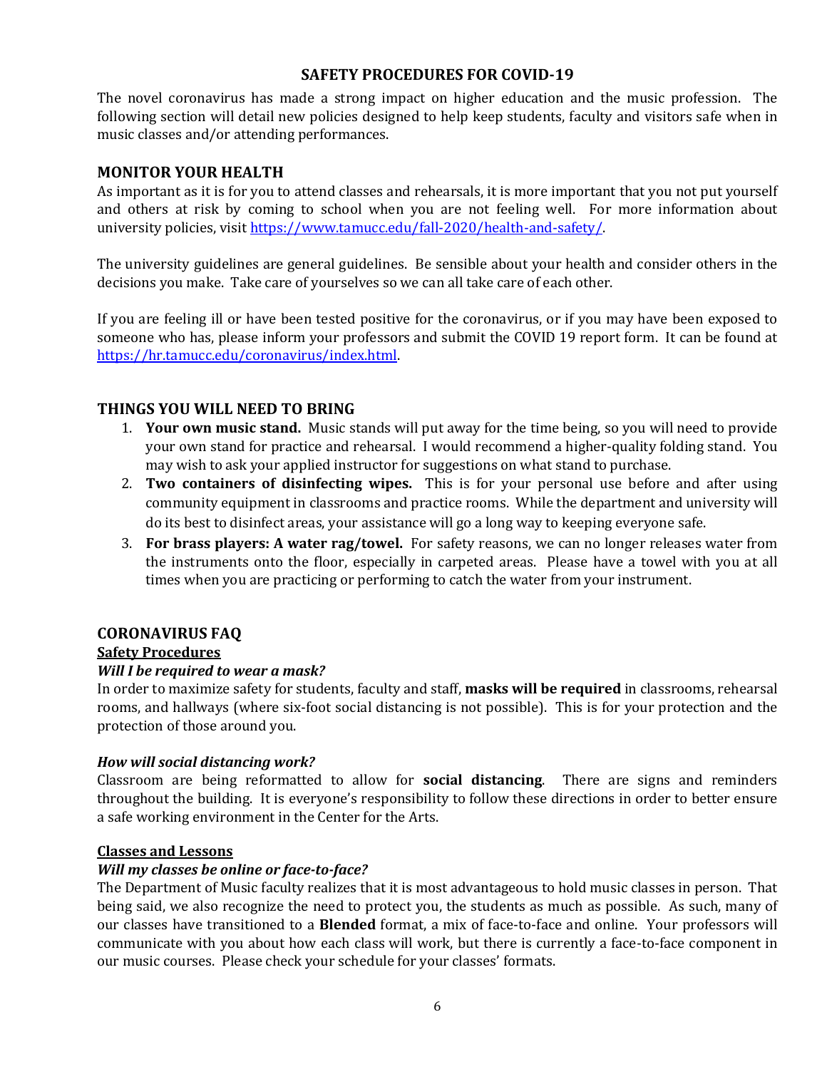## SAFETY PROCEDURES FOR COVID-19

The novel coronavirus has made a strong impact on higher education and the music profession. The following section will detail new policies designed to help keep students, faculty and visitors safe when in music classes and/or attending performances.

### MONITOR YOUR HEALTH

As important as it is for you to attend classes and rehearsals, it is more important that you not put yourself and others at risk by coming to school when you are not feeling well. For more information about university policies, visit https://www.tamucc.edu/fall-2020/health-and-safety/.

The university guidelines are general guidelines. Be sensible about your health and consider others in the decisions you make. Take care of yourselves so we can all take care of each other.

If you are feeling ill or have been tested positive for the coronavirus, or if you may have been exposed to someone who has, please inform your professors and submit the COVID 19 report form. It can be found at https://hr.tamucc.edu/coronavirus/index.html.

### THINGS YOU WILL NEED TO BRING

1. **Your own music stand.** Music stands will put away for the time being, so you will need to provide your own stand for practice and rehearsal. I would recommend a higher-quality folding stand. You may wish to ask your applied instructor for suggestions on what stand to purchase.
2. **Two containers of disinfecting wipes.** This is for your personal use before and after using community equipment in classrooms and practice rooms. While the department and university will do its best to disinfect areas, your assistance will go a long way to keeping everyone safe.
3. **For brass players: A water rag/towel.** For safety reasons, we can no longer releases water from the instruments onto the floor, especially in carpeted areas. Please have a towel with you at all times when you are practicing or performing to catch the water from your instrument.

### CORONAVIRUS FAQ

**Safety Procedures**

***Will I be required to wear a mask?***

In order to maximize safety for students, faculty and staff, **masks will be required** in classrooms, rehearsal rooms, and hallways (where six-foot social distancing is not possible). This is for your protection and the protection of those around you.

***How will social distancing work?***

Classroom are being reformatted to allow for **social distancing**. There are signs and reminders throughout the building. It is everyone's responsibility to follow these directions in order to better ensure a safe working environment in the Center for the Arts.

**Classes and Lessons**

***Will my classes be online or face-to-face?***

The Department of Music faculty realizes that it is most advantageous to hold music classes in person. That being said, we also recognize the need to protect you, the students as much as possible. As such, many of our classes have transitioned to a **Blended** format, a mix of face-to-face and online. Your professors will communicate with you about how each class will work, but there is currently a face-to-face component in our music courses. Please check your schedule for your classes' formats.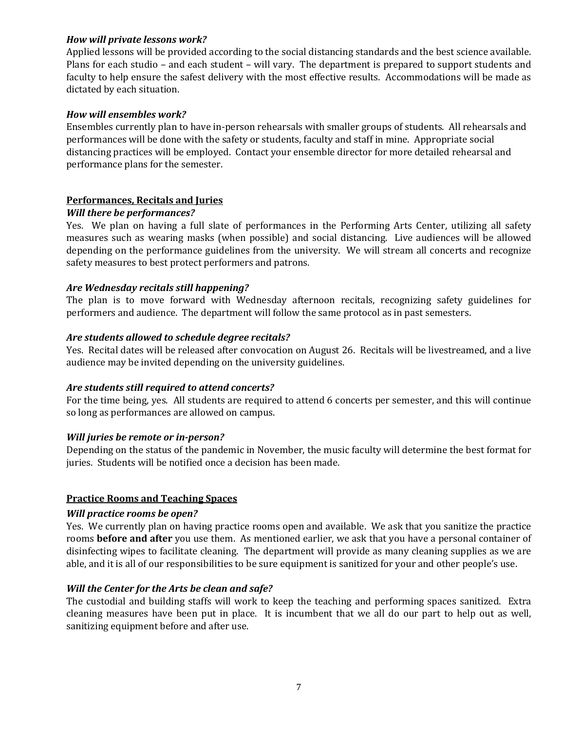### *How will private lessons work?*

Applied lessons will be provided according to the social distancing standards and the best science available. Plans for each studio – and each student – will vary. The department is prepared to support students and faculty to help ensure the safest delivery with the most effective results. Accommodations will be made as dictated by each situation.

### *How will ensembles work?*

Ensembles currently plan to have in-person rehearsals with smaller groups of students. All rehearsals and performances will be done with the safety or students, faculty and staff in mine. Appropriate social distancing practices will be employed. Contact your ensemble director for more detailed rehearsal and performance plans for the semester.

## Performances, Recitals and Juries

### *Will there be performances?*

Yes. We plan on having a full slate of performances in the Performing Arts Center, utilizing all safety measures such as wearing masks (when possible) and social distancing. Live audiences will be allowed depending on the performance guidelines from the university. We will stream all concerts and recognize safety measures to best protect performers and patrons.

### *Are Wednesday recitals still happening?*

The plan is to move forward with Wednesday afternoon recitals, recognizing safety guidelines for performers and audience. The department will follow the same protocol as in past semesters.

### *Are students allowed to schedule degree recitals?*

Yes. Recital dates will be released after convocation on August 26. Recitals will be livestreamed, and a live audience may be invited depending on the university guidelines.

### *Are students still required to attend concerts?*

For the time being, yes. All students are required to attend 6 concerts per semester, and this will continue so long as performances are allowed on campus.

### *Will juries be remote or in-person?*

Depending on the status of the pandemic in November, the music faculty will determine the best format for juries. Students will be notified once a decision has been made.

## Practice Rooms and Teaching Spaces

### *Will practice rooms be open?*

Yes. We currently plan on having practice rooms open and available. We ask that you sanitize the practice rooms **before and after** you use them. As mentioned earlier, we ask that you have a personal container of disinfecting wipes to facilitate cleaning. The department will provide as many cleaning supplies as we are able, and it is all of our responsibilities to be sure equipment is sanitized for your and other people's use.

### *Will the Center for the Arts be clean and safe?*

The custodial and building staffs will work to keep the teaching and performing spaces sanitized. Extra cleaning measures have been put in place. It is incumbent that we all do our part to help out as well, sanitizing equipment before and after use.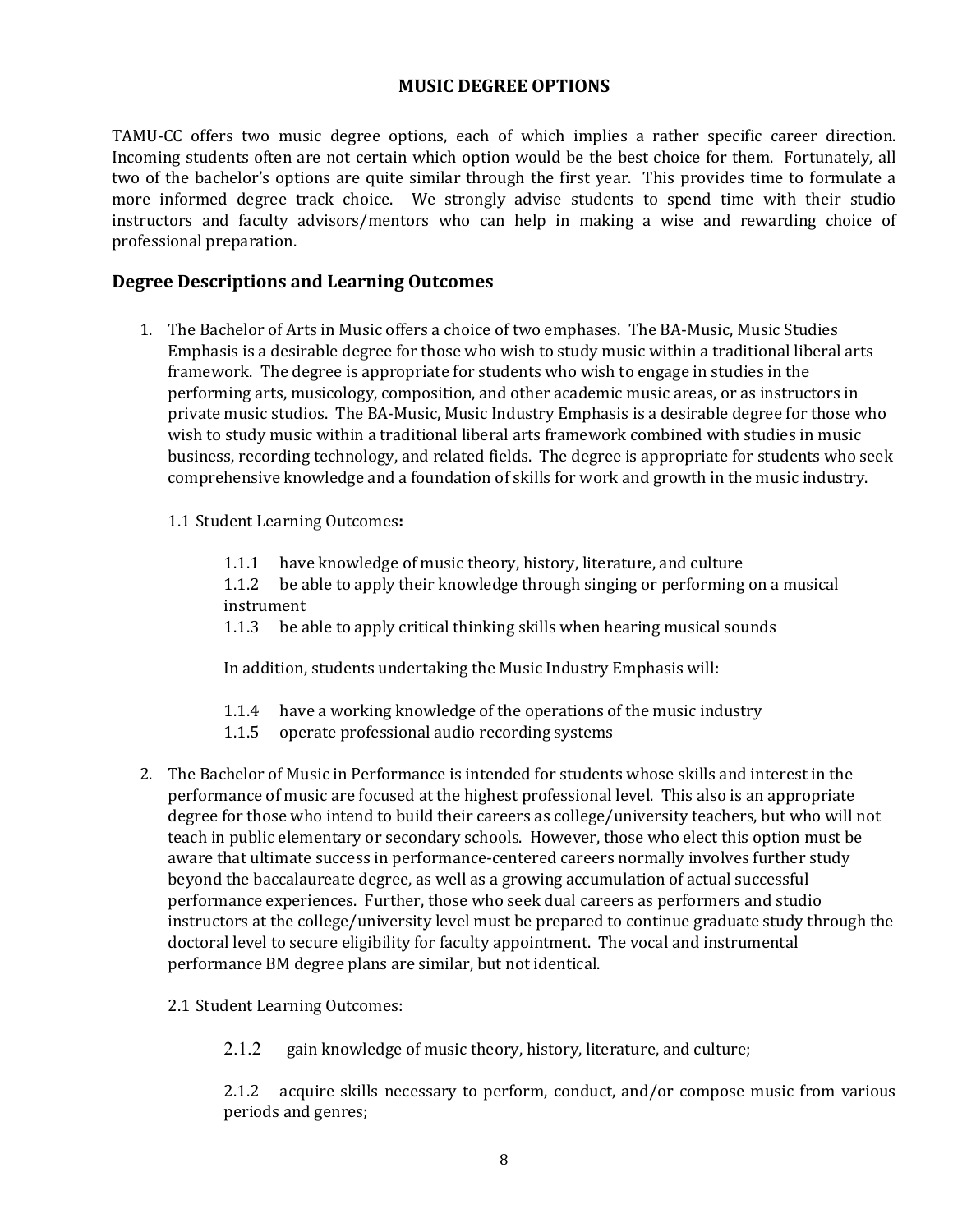## MUSIC DEGREE OPTIONS

TAMU-CC offers two music degree options, each of which implies a rather specific career direction. Incoming students often are not certain which option would be the best choice for them. Fortunately, all two of the bachelor's options are quite similar through the first year. This provides time to formulate a more informed degree track choice. We strongly advise students to spend time with their studio instructors and faculty advisors/mentors who can help in making a wise and rewarding choice of professional preparation.

### Degree Descriptions and Learning Outcomes

1. The Bachelor of Arts in Music offers a choice of two emphases. The BA-Music, Music Studies Emphasis is a desirable degree for those who wish to study music within a traditional liberal arts framework. The degree is appropriate for students who wish to engage in studies in the performing arts, musicology, composition, and other academic music areas, or as instructors in private music studios. The BA-Music, Music Industry Emphasis is a desirable degree for those who wish to study music within a traditional liberal arts framework combined with studies in music business, recording technology, and related fields. The degree is appropriate for students who seek comprehensive knowledge and a foundation of skills for work and growth in the music industry.

   1.1 Student Learning Outcomes**:**

   1.1.1 have knowledge of music theory, history, literature, and culture
   1.1.2 be able to apply their knowledge through singing or performing on a musical instrument
   1.1.3 be able to apply critical thinking skills when hearing musical sounds

   In addition, students undertaking the Music Industry Emphasis will:

   1.1.4 have a working knowledge of the operations of the music industry
   1.1.5 operate professional audio recording systems

2. The Bachelor of Music in Performance is intended for students whose skills and interest in the performance of music are focused at the highest professional level. This also is an appropriate degree for those who intend to build their careers as college/university teachers, but who will not teach in public elementary or secondary schools. However, those who elect this option must be aware that ultimate success in performance-centered careers normally involves further study beyond the baccalaureate degree, as well as a growing accumulation of actual successful performance experiences. Further, those who seek dual careers as performers and studio instructors at the college/university level must be prepared to continue graduate study through the doctoral level to secure eligibility for faculty appointment. The vocal and instrumental performance BM degree plans are similar, but not identical.

   2.1 Student Learning Outcomes:

   2.1.2 gain knowledge of music theory, history, literature, and culture;

   2.1.2 acquire skills necessary to perform, conduct, and/or compose music from various periods and genres;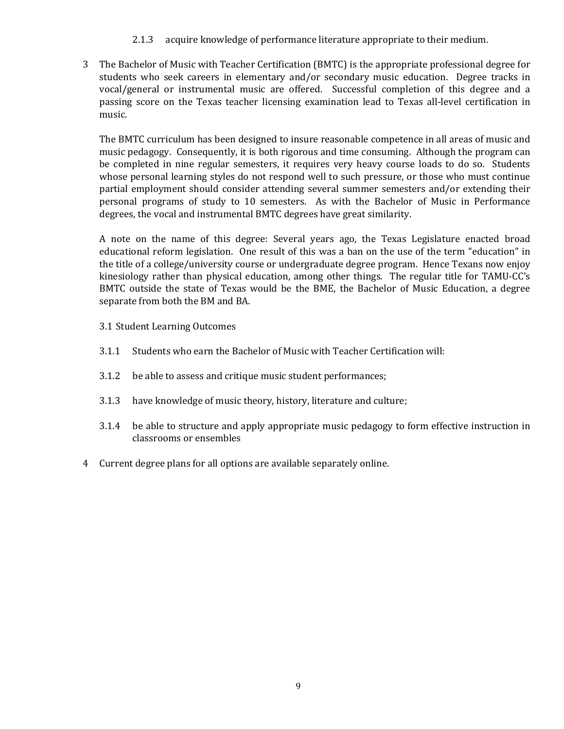2.1.3 acquire knowledge of performance literature appropriate to their medium.

3 The Bachelor of Music with Teacher Certification (BMTC) is the appropriate professional degree for students who seek careers in elementary and/or secondary music education. Degree tracks in vocal/general or instrumental music are offered. Successful completion of this degree and a passing score on the Texas teacher licensing examination lead to Texas all-level certification in music.

The BMTC curriculum has been designed to insure reasonable competence in all areas of music and music pedagogy. Consequently, it is both rigorous and time consuming. Although the program can be completed in nine regular semesters, it requires very heavy course loads to do so. Students whose personal learning styles do not respond well to such pressure, or those who must continue partial employment should consider attending several summer semesters and/or extending their personal programs of study to 10 semesters. As with the Bachelor of Music in Performance degrees, the vocal and instrumental BMTC degrees have great similarity.

A note on the name of this degree: Several years ago, the Texas Legislature enacted broad educational reform legislation. One result of this was a ban on the use of the term "education" in the title of a college/university course or undergraduate degree program. Hence Texans now enjoy kinesiology rather than physical education, among other things. The regular title for TAMU-CC's BMTC outside the state of Texas would be the BME, the Bachelor of Music Education, a degree separate from both the BM and BA.

3.1 Student Learning Outcomes

3.1.1 Students who earn the Bachelor of Music with Teacher Certification will:

3.1.2 be able to assess and critique music student performances;

3.1.3 have knowledge of music theory, history, literature and culture;

3.1.4 be able to structure and apply appropriate music pedagogy to form effective instruction in classrooms or ensembles

4 Current degree plans for all options are available separately online.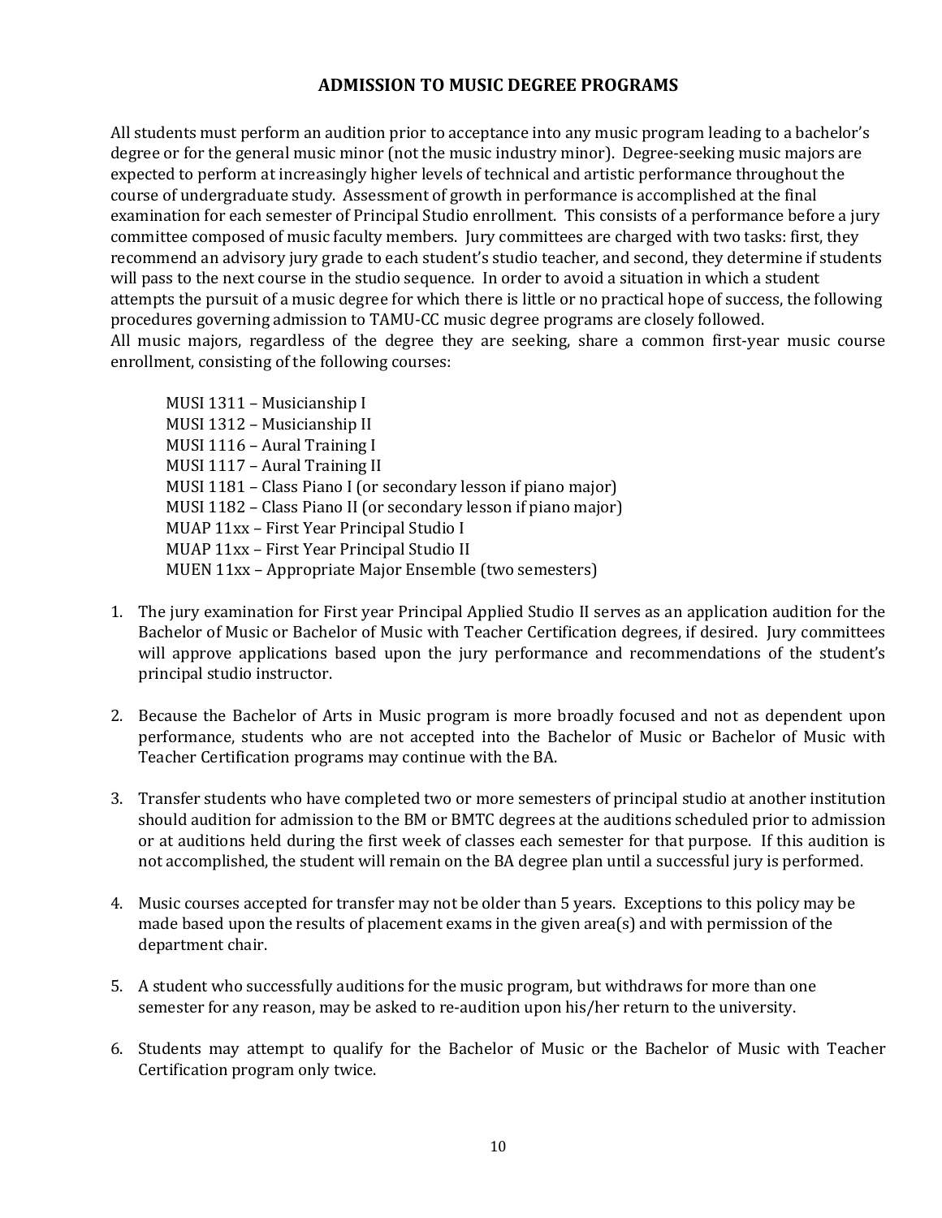## ADMISSION TO MUSIC DEGREE PROGRAMS

All students must perform an audition prior to acceptance into any music program leading to a bachelor's degree or for the general music minor (not the music industry minor). Degree-seeking music majors are expected to perform at increasingly higher levels of technical and artistic performance throughout the course of undergraduate study. Assessment of growth in performance is accomplished at the final examination for each semester of Principal Studio enrollment. This consists of a performance before a jury committee composed of music faculty members. Jury committees are charged with two tasks: first, they recommend an advisory jury grade to each student's studio teacher, and second, they determine if students will pass to the next course in the studio sequence. In order to avoid a situation in which a student attempts the pursuit of a music degree for which there is little or no practical hope of success, the following procedures governing admission to TAMU-CC music degree programs are closely followed.

All music majors, regardless of the degree they are seeking, share a common first-year music course enrollment, consisting of the following courses:

MUSI 1311 – Musicianship I
MUSI 1312 – Musicianship II
MUSI 1116 – Aural Training I
MUSI 1117 – Aural Training II
MUSI 1181 – Class Piano I (or secondary lesson if piano major)
MUSI 1182 – Class Piano II (or secondary lesson if piano major)
MUAP 11xx – First Year Principal Studio I
MUAP 11xx – First Year Principal Studio II
MUEN 11xx – Appropriate Major Ensemble (two semesters)

1. The jury examination for First year Principal Applied Studio II serves as an application audition for the Bachelor of Music or Bachelor of Music with Teacher Certification degrees, if desired. Jury committees will approve applications based upon the jury performance and recommendations of the student's principal studio instructor.

2. Because the Bachelor of Arts in Music program is more broadly focused and not as dependent upon performance, students who are not accepted into the Bachelor of Music or Bachelor of Music with Teacher Certification programs may continue with the BA.

3. Transfer students who have completed two or more semesters of principal studio at another institution should audition for admission to the BM or BMTC degrees at the auditions scheduled prior to admission or at auditions held during the first week of classes each semester for that purpose. If this audition is not accomplished, the student will remain on the BA degree plan until a successful jury is performed.

4. Music courses accepted for transfer may not be older than 5 years. Exceptions to this policy may be made based upon the results of placement exams in the given area(s) and with permission of the department chair.

5. A student who successfully auditions for the music program, but withdraws for more than one semester for any reason, may be asked to re-audition upon his/her return to the university.

6. Students may attempt to qualify for the Bachelor of Music or the Bachelor of Music with Teacher Certification program only twice.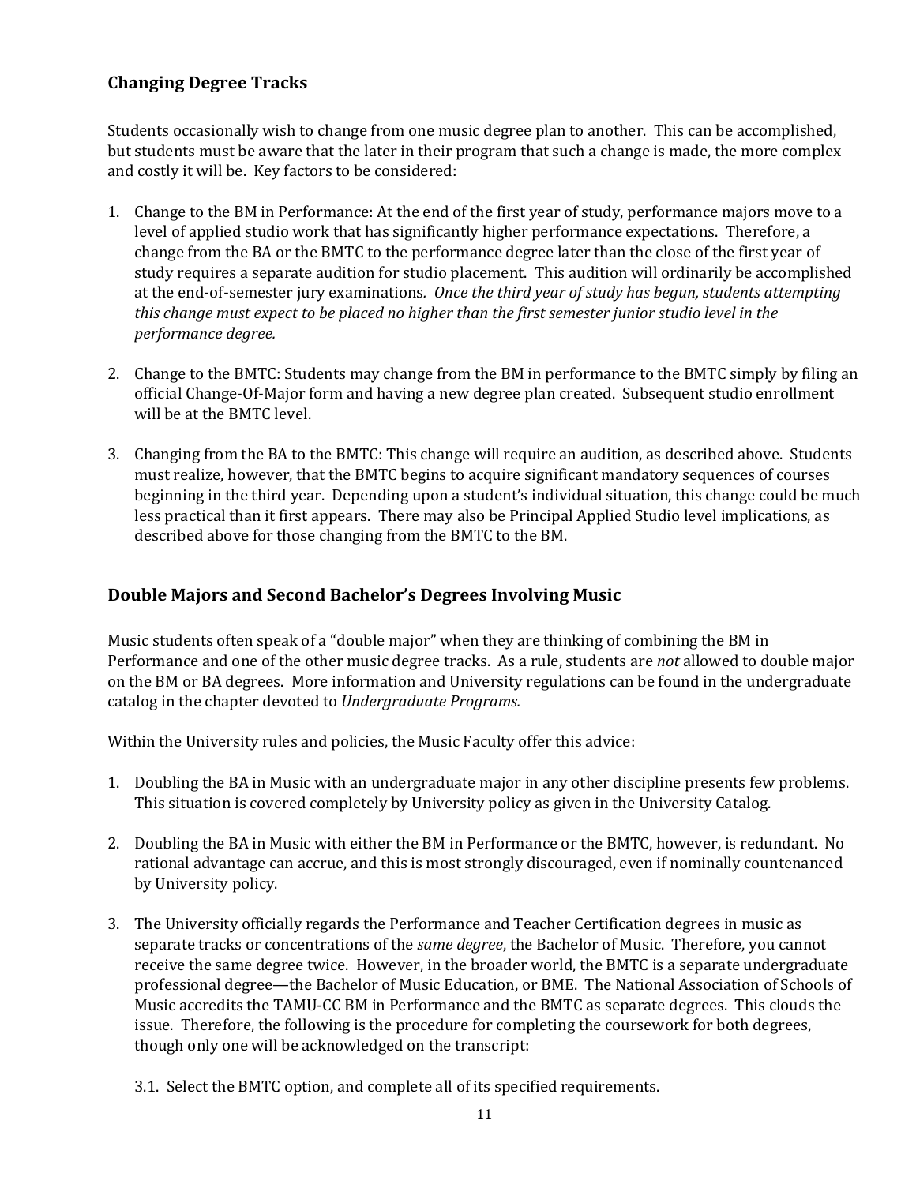## Changing Degree Tracks

Students occasionally wish to change from one music degree plan to another. This can be accomplished, but students must be aware that the later in their program that such a change is made, the more complex and costly it will be. Key factors to be considered:

1. Change to the BM in Performance: At the end of the first year of study, performance majors move to a level of applied studio work that has significantly higher performance expectations. Therefore, a change from the BA or the BMTC to the performance degree later than the close of the first year of study requires a separate audition for studio placement. This audition will ordinarily be accomplished at the end-of-semester jury examinations. *Once the third year of study has begun, students attempting this change must expect to be placed no higher than the first semester junior studio level in the performance degree.*

2. Change to the BMTC: Students may change from the BM in performance to the BMTC simply by filing an official Change-Of-Major form and having a new degree plan created. Subsequent studio enrollment will be at the BMTC level.

3. Changing from the BA to the BMTC: This change will require an audition, as described above. Students must realize, however, that the BMTC begins to acquire significant mandatory sequences of courses beginning in the third year. Depending upon a student's individual situation, this change could be much less practical than it first appears. There may also be Principal Applied Studio level implications, as described above for those changing from the BMTC to the BM.

## Double Majors and Second Bachelor's Degrees Involving Music

Music students often speak of a "double major" when they are thinking of combining the BM in Performance and one of the other music degree tracks. As a rule, students are *not* allowed to double major on the BM or BA degrees. More information and University regulations can be found in the undergraduate catalog in the chapter devoted to *Undergraduate Programs.*

Within the University rules and policies, the Music Faculty offer this advice:

1. Doubling the BA in Music with an undergraduate major in any other discipline presents few problems. This situation is covered completely by University policy as given in the University Catalog.

2. Doubling the BA in Music with either the BM in Performance or the BMTC, however, is redundant. No rational advantage can accrue, and this is most strongly discouraged, even if nominally countenanced by University policy.

3. The University officially regards the Performance and Teacher Certification degrees in music as separate tracks or concentrations of the *same degree*, the Bachelor of Music. Therefore, you cannot receive the same degree twice. However, in the broader world, the BMTC is a separate undergraduate professional degree—the Bachelor of Music Education, or BME. The National Association of Schools of Music accredits the TAMU-CC BM in Performance and the BMTC as separate degrees. This clouds the issue. Therefore, the following is the procedure for completing the coursework for both degrees, though only one will be acknowledged on the transcript:

   3.1. Select the BMTC option, and complete all of its specified requirements.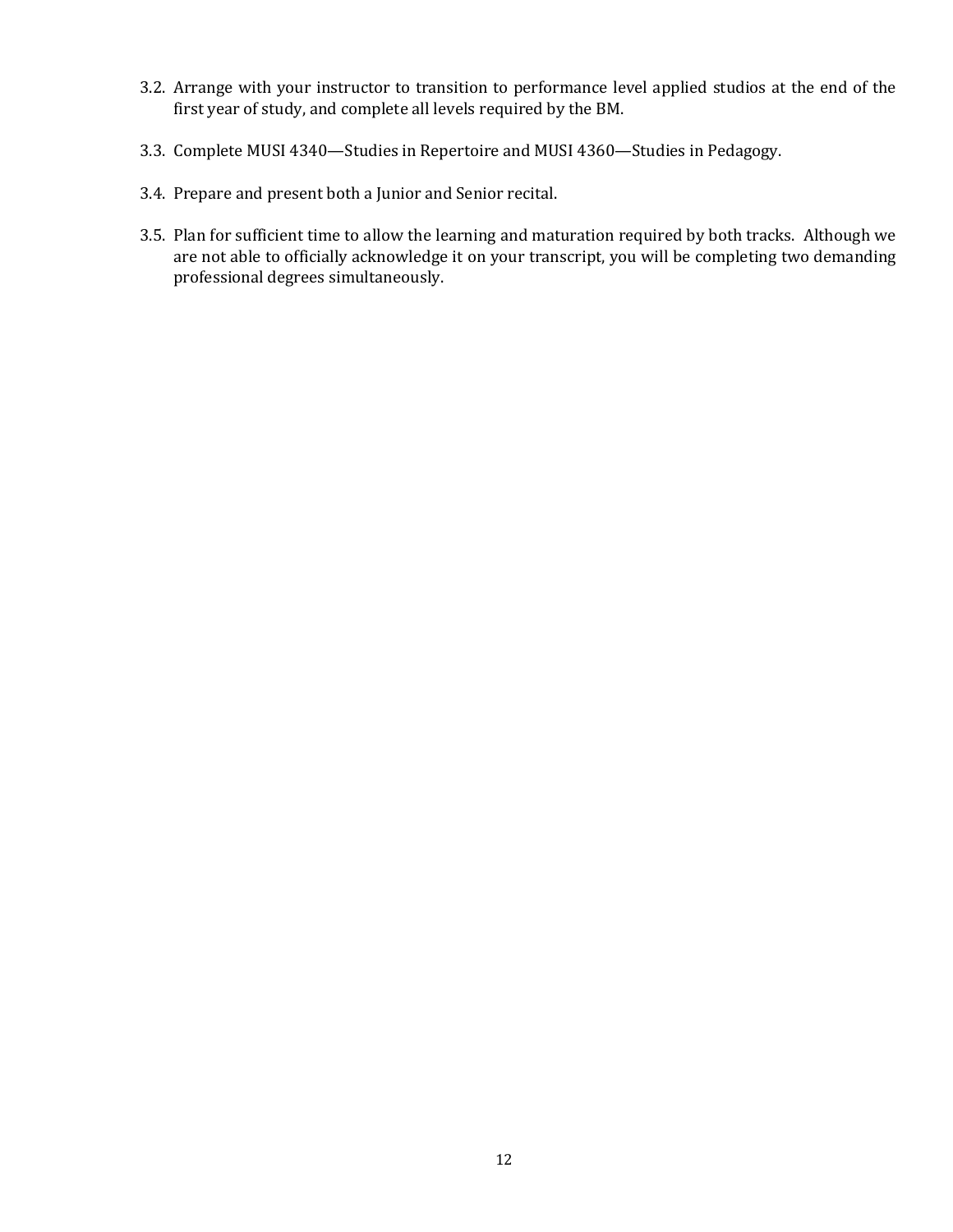3.2. Arrange with your instructor to transition to performance level applied studios at the end of the first year of study, and complete all levels required by the BM.

3.3. Complete MUSI 4340—Studies in Repertoire and MUSI 4360—Studies in Pedagogy.

3.4. Prepare and present both a Junior and Senior recital.

3.5. Plan for sufficient time to allow the learning and maturation required by both tracks. Although we are not able to officially acknowledge it on your transcript, you will be completing two demanding professional degrees simultaneously.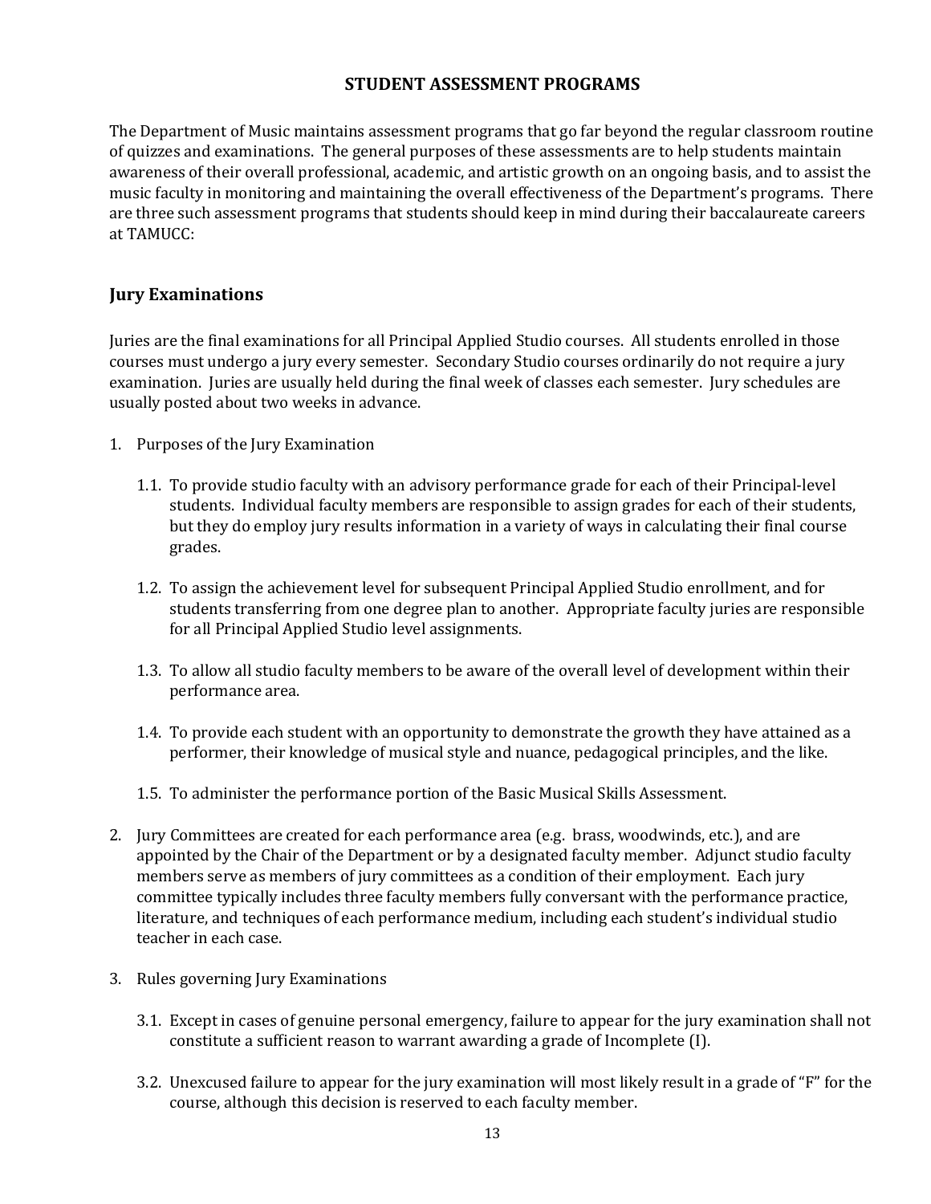# STUDENT ASSESSMENT PROGRAMS

The Department of Music maintains assessment programs that go far beyond the regular classroom routine of quizzes and examinations. The general purposes of these assessments are to help students maintain awareness of their overall professional, academic, and artistic growth on an ongoing basis, and to assist the music faculty in monitoring and maintaining the overall effectiveness of the Department's programs. There are three such assessment programs that students should keep in mind during their baccalaureate careers at TAMUCC:

## Jury Examinations

Juries are the final examinations for all Principal Applied Studio courses. All students enrolled in those courses must undergo a jury every semester. Secondary Studio courses ordinarily do not require a jury examination. Juries are usually held during the final week of classes each semester. Jury schedules are usually posted about two weeks in advance.

1. Purposes of the Jury Examination

   1.1. To provide studio faculty with an advisory performance grade for each of their Principal-level students. Individual faculty members are responsible to assign grades for each of their students, but they do employ jury results information in a variety of ways in calculating their final course grades.

   1.2. To assign the achievement level for subsequent Principal Applied Studio enrollment, and for students transferring from one degree plan to another. Appropriate faculty juries are responsible for all Principal Applied Studio level assignments.

   1.3. To allow all studio faculty members to be aware of the overall level of development within their performance area.

   1.4. To provide each student with an opportunity to demonstrate the growth they have attained as a performer, their knowledge of musical style and nuance, pedagogical principles, and the like.

   1.5. To administer the performance portion of the Basic Musical Skills Assessment.

2. Jury Committees are created for each performance area (e.g. brass, woodwinds, etc.), and are appointed by the Chair of the Department or by a designated faculty member. Adjunct studio faculty members serve as members of jury committees as a condition of their employment. Each jury committee typically includes three faculty members fully conversant with the performance practice, literature, and techniques of each performance medium, including each student's individual studio teacher in each case.

3. Rules governing Jury Examinations

   3.1. Except in cases of genuine personal emergency, failure to appear for the jury examination shall not constitute a sufficient reason to warrant awarding a grade of Incomplete (I).

   3.2. Unexcused failure to appear for the jury examination will most likely result in a grade of "F" for the course, although this decision is reserved to each faculty member.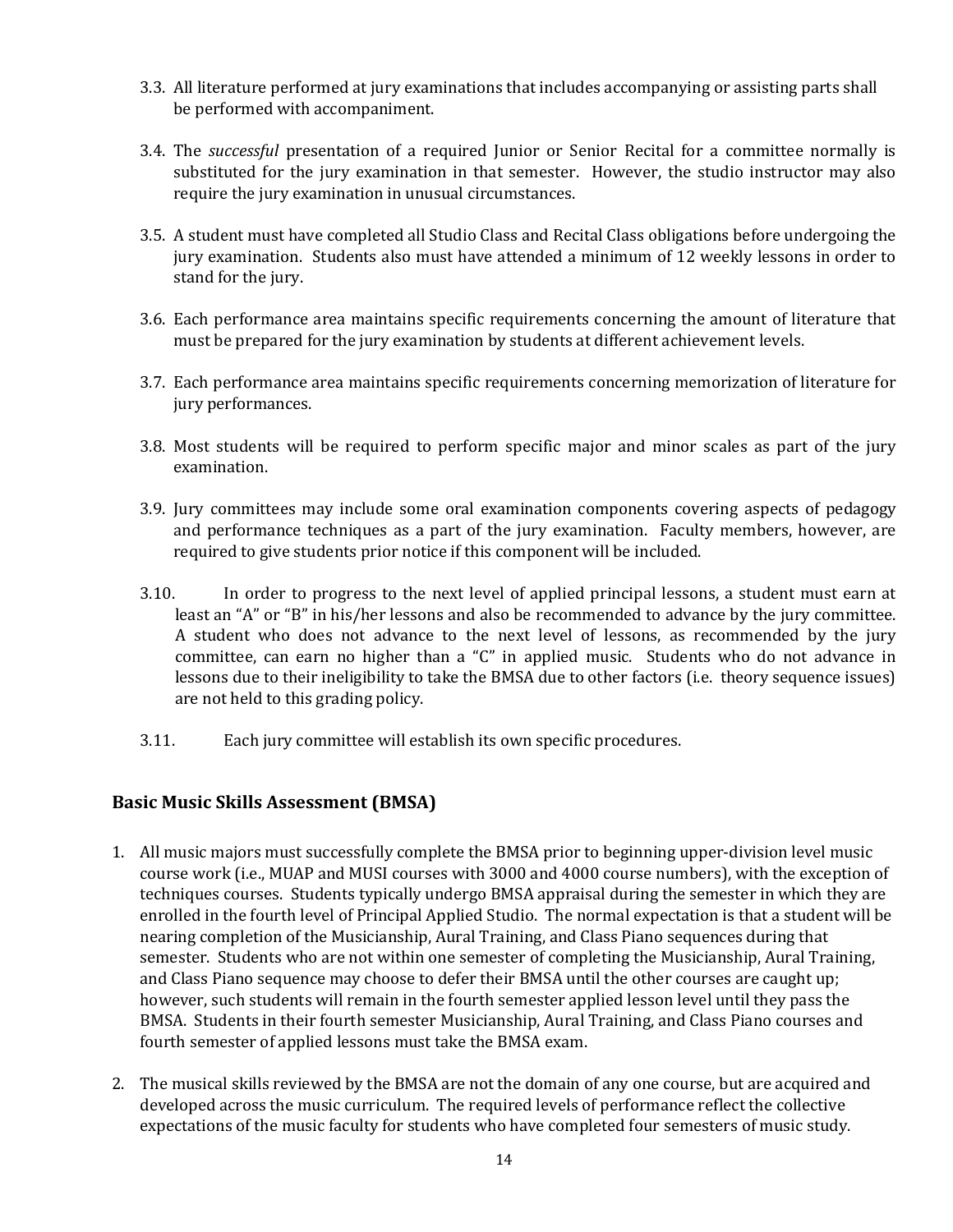3.3. All literature performed at jury examinations that includes accompanying or assisting parts shall be performed with accompaniment.

3.4. The *successful* presentation of a required Junior or Senior Recital for a committee normally is substituted for the jury examination in that semester. However, the studio instructor may also require the jury examination in unusual circumstances.

3.5. A student must have completed all Studio Class and Recital Class obligations before undergoing the jury examination. Students also must have attended a minimum of 12 weekly lessons in order to stand for the jury.

3.6. Each performance area maintains specific requirements concerning the amount of literature that must be prepared for the jury examination by students at different achievement levels.

3.7. Each performance area maintains specific requirements concerning memorization of literature for jury performances.

3.8. Most students will be required to perform specific major and minor scales as part of the jury examination.

3.9. Jury committees may include some oral examination components covering aspects of pedagogy and performance techniques as a part of the jury examination. Faculty members, however, are required to give students prior notice if this component will be included.

3.10. In order to progress to the next level of applied principal lessons, a student must earn at least an "A" or "B" in his/her lessons and also be recommended to advance by the jury committee. A student who does not advance to the next level of lessons, as recommended by the jury committee, can earn no higher than a "C" in applied music. Students who do not advance in lessons due to their ineligibility to take the BMSA due to other factors (i.e. theory sequence issues) are not held to this grading policy.

3.11. Each jury committee will establish its own specific procedures.

## Basic Music Skills Assessment (BMSA)

1. All music majors must successfully complete the BMSA prior to beginning upper-division level music course work (i.e., MUAP and MUSI courses with 3000 and 4000 course numbers), with the exception of techniques courses. Students typically undergo BMSA appraisal during the semester in which they are enrolled in the fourth level of Principal Applied Studio. The normal expectation is that a student will be nearing completion of the Musicianship, Aural Training, and Class Piano sequences during that semester. Students who are not within one semester of completing the Musicianship, Aural Training, and Class Piano sequence may choose to defer their BMSA until the other courses are caught up; however, such students will remain in the fourth semester applied lesson level until they pass the BMSA. Students in their fourth semester Musicianship, Aural Training, and Class Piano courses and fourth semester of applied lessons must take the BMSA exam.

2. The musical skills reviewed by the BMSA are not the domain of any one course, but are acquired and developed across the music curriculum. The required levels of performance reflect the collective expectations of the music faculty for students who have completed four semesters of music study.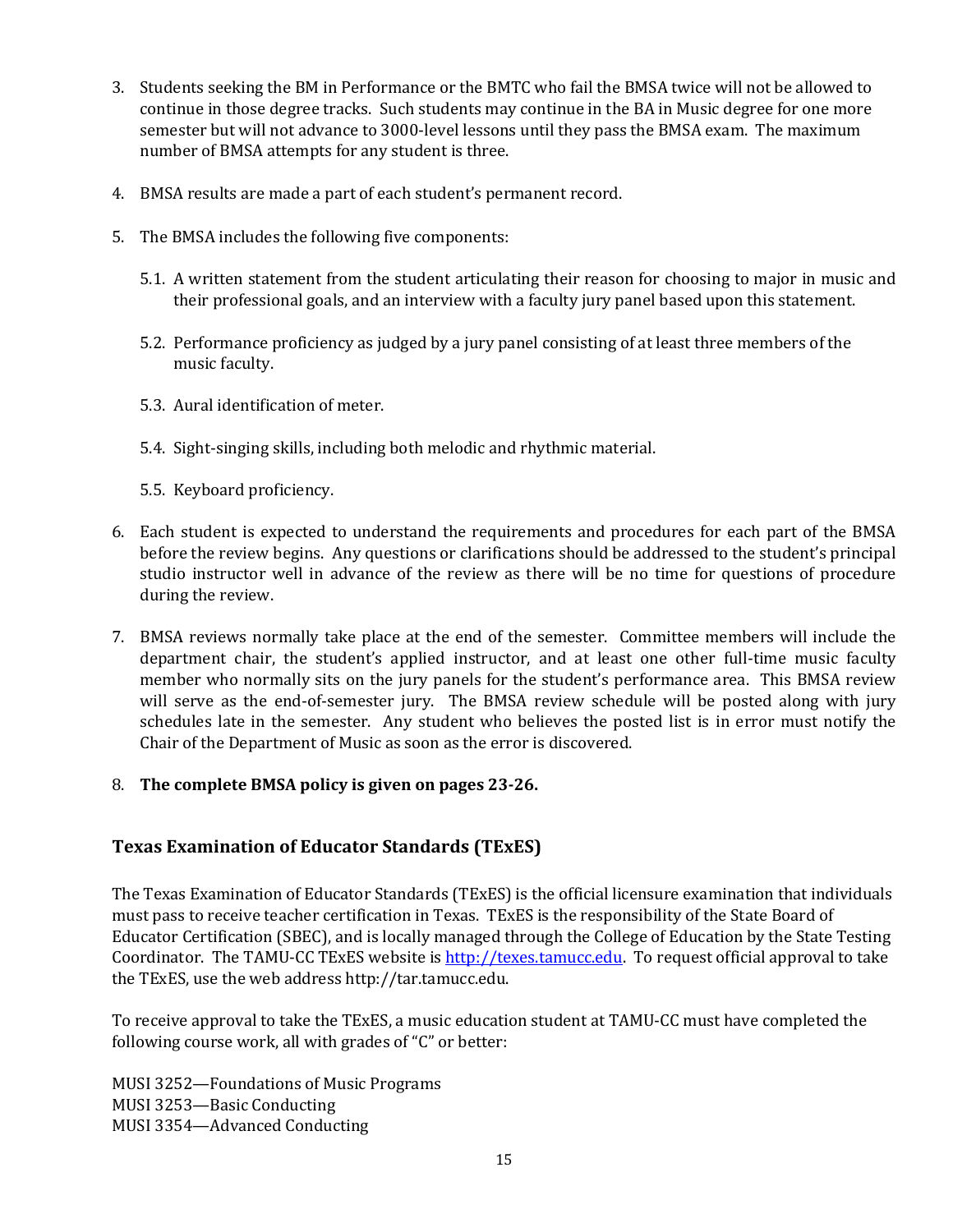3. Students seeking the BM in Performance or the BMTC who fail the BMSA twice will not be allowed to continue in those degree tracks. Such students may continue in the BA in Music degree for one more semester but will not advance to 3000-level lessons until they pass the BMSA exam. The maximum number of BMSA attempts for any student is three.

4. BMSA results are made a part of each student's permanent record.

5. The BMSA includes the following five components:

   5.1. A written statement from the student articulating their reason for choosing to major in music and their professional goals, and an interview with a faculty jury panel based upon this statement.

   5.2. Performance proficiency as judged by a jury panel consisting of at least three members of the music faculty.

   5.3. Aural identification of meter.

   5.4. Sight-singing skills, including both melodic and rhythmic material.

   5.5. Keyboard proficiency.

6. Each student is expected to understand the requirements and procedures for each part of the BMSA before the review begins. Any questions or clarifications should be addressed to the student's principal studio instructor well in advance of the review as there will be no time for questions of procedure during the review.

7. BMSA reviews normally take place at the end of the semester. Committee members will include the department chair, the student's applied instructor, and at least one other full-time music faculty member who normally sits on the jury panels for the student's performance area. This BMSA review will serve as the end-of-semester jury. The BMSA review schedule will be posted along with jury schedules late in the semester. Any student who believes the posted list is in error must notify the Chair of the Department of Music as soon as the error is discovered.

8. **The complete BMSA policy is given on pages 23-26.**

## Texas Examination of Educator Standards (TExES)

The Texas Examination of Educator Standards (TExES) is the official licensure examination that individuals must pass to receive teacher certification in Texas. TExES is the responsibility of the State Board of Educator Certification (SBEC), and is locally managed through the College of Education by the State Testing Coordinator. The TAMU-CC TExES website is [http://texes.tamucc.edu](http://texes.tamucc.edu). To request official approval to take the TExES, use the web address http://tar.tamucc.edu.

To receive approval to take the TExES, a music education student at TAMU-CC must have completed the following course work, all with grades of "C" or better:

MUSI 3252—Foundations of Music Programs
MUSI 3253—Basic Conducting
MUSI 3354—Advanced Conducting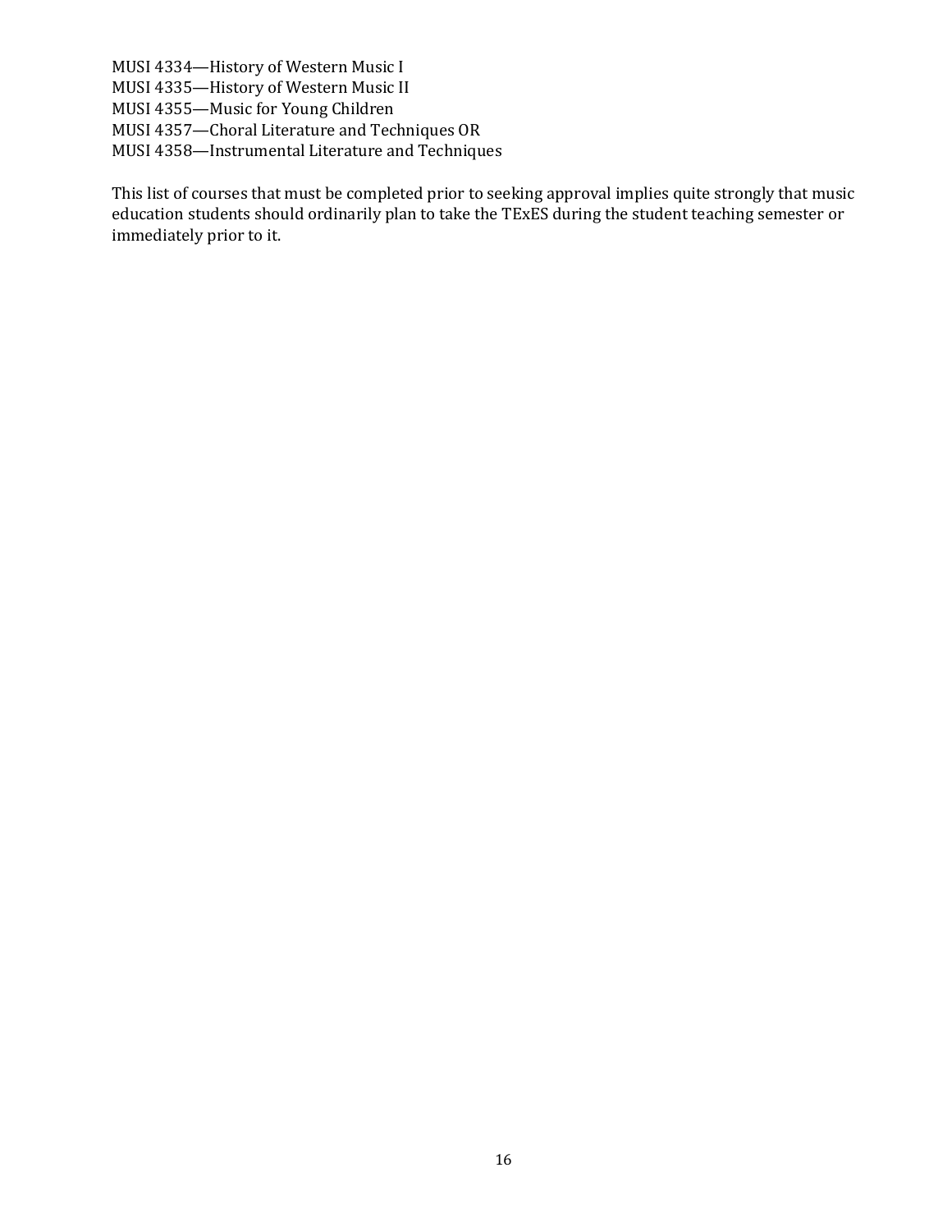MUSI 4334—History of Western Music I
MUSI 4335—History of Western Music II
MUSI 4355—Music for Young Children
MUSI 4357—Choral Literature and Techniques OR
MUSI 4358—Instrumental Literature and Techniques

This list of courses that must be completed prior to seeking approval implies quite strongly that music education students should ordinarily plan to take the TExES during the student teaching semester or immediately prior to it.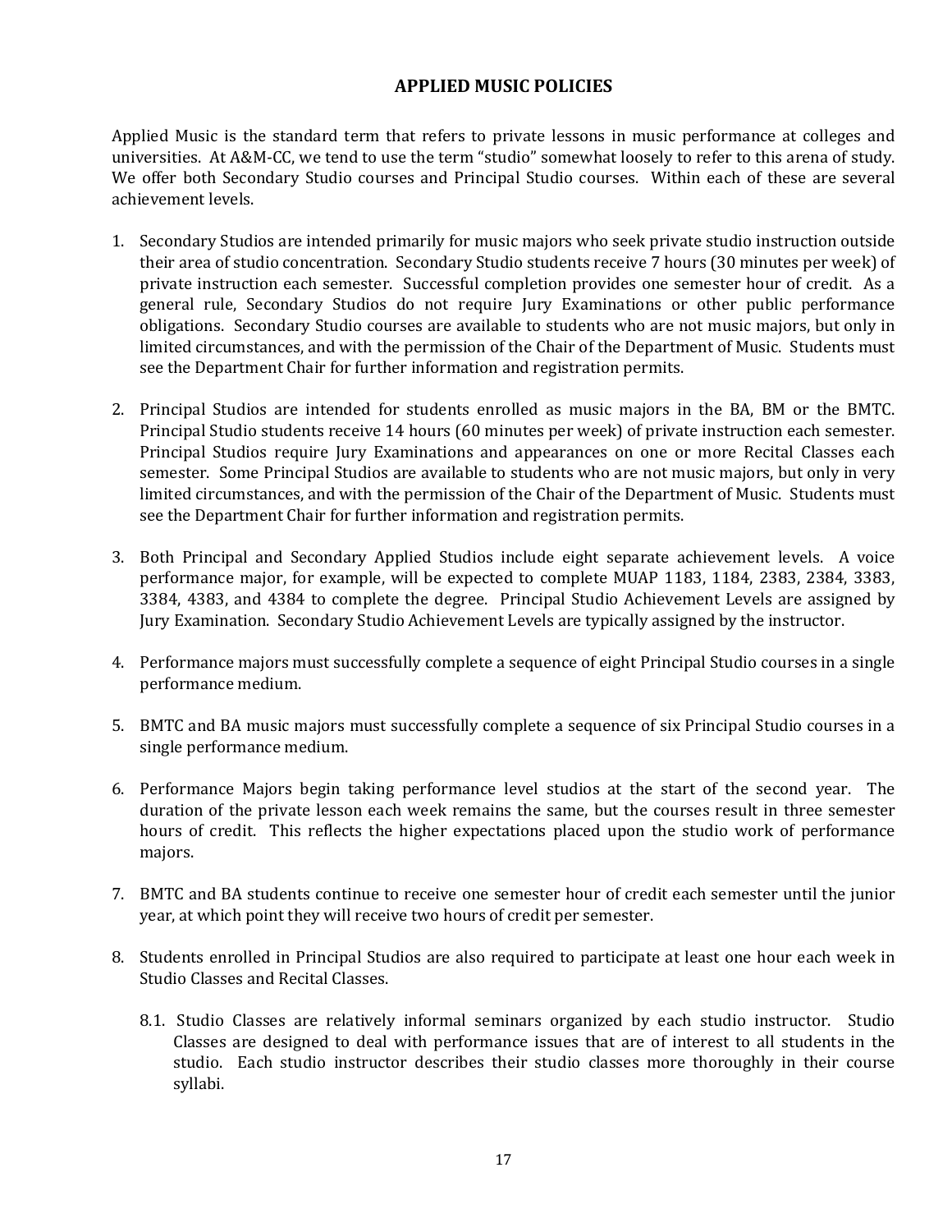## APPLIED MUSIC POLICIES

Applied Music is the standard term that refers to private lessons in music performance at colleges and universities. At A&M-CC, we tend to use the term "studio" somewhat loosely to refer to this arena of study. We offer both Secondary Studio courses and Principal Studio courses. Within each of these are several achievement levels.

1. Secondary Studios are intended primarily for music majors who seek private studio instruction outside their area of studio concentration. Secondary Studio students receive 7 hours (30 minutes per week) of private instruction each semester. Successful completion provides one semester hour of credit. As a general rule, Secondary Studios do not require Jury Examinations or other public performance obligations. Secondary Studio courses are available to students who are not music majors, but only in limited circumstances, and with the permission of the Chair of the Department of Music. Students must see the Department Chair for further information and registration permits.

2. Principal Studios are intended for students enrolled as music majors in the BA, BM or the BMTC. Principal Studio students receive 14 hours (60 minutes per week) of private instruction each semester. Principal Studios require Jury Examinations and appearances on one or more Recital Classes each semester. Some Principal Studios are available to students who are not music majors, but only in very limited circumstances, and with the permission of the Chair of the Department of Music. Students must see the Department Chair for further information and registration permits.

3. Both Principal and Secondary Applied Studios include eight separate achievement levels. A voice performance major, for example, will be expected to complete MUAP 1183, 1184, 2383, 2384, 3383, 3384, 4383, and 4384 to complete the degree. Principal Studio Achievement Levels are assigned by Jury Examination. Secondary Studio Achievement Levels are typically assigned by the instructor.

4. Performance majors must successfully complete a sequence of eight Principal Studio courses in a single performance medium.

5. BMTC and BA music majors must successfully complete a sequence of six Principal Studio courses in a single performance medium.

6. Performance Majors begin taking performance level studios at the start of the second year. The duration of the private lesson each week remains the same, but the courses result in three semester hours of credit. This reflects the higher expectations placed upon the studio work of performance majors.

7. BMTC and BA students continue to receive one semester hour of credit each semester until the junior year, at which point they will receive two hours of credit per semester.

8. Students enrolled in Principal Studios are also required to participate at least one hour each week in Studio Classes and Recital Classes.

   8.1. Studio Classes are relatively informal seminars organized by each studio instructor. Studio Classes are designed to deal with performance issues that are of interest to all students in the studio. Each studio instructor describes their studio classes more thoroughly in their course syllabi.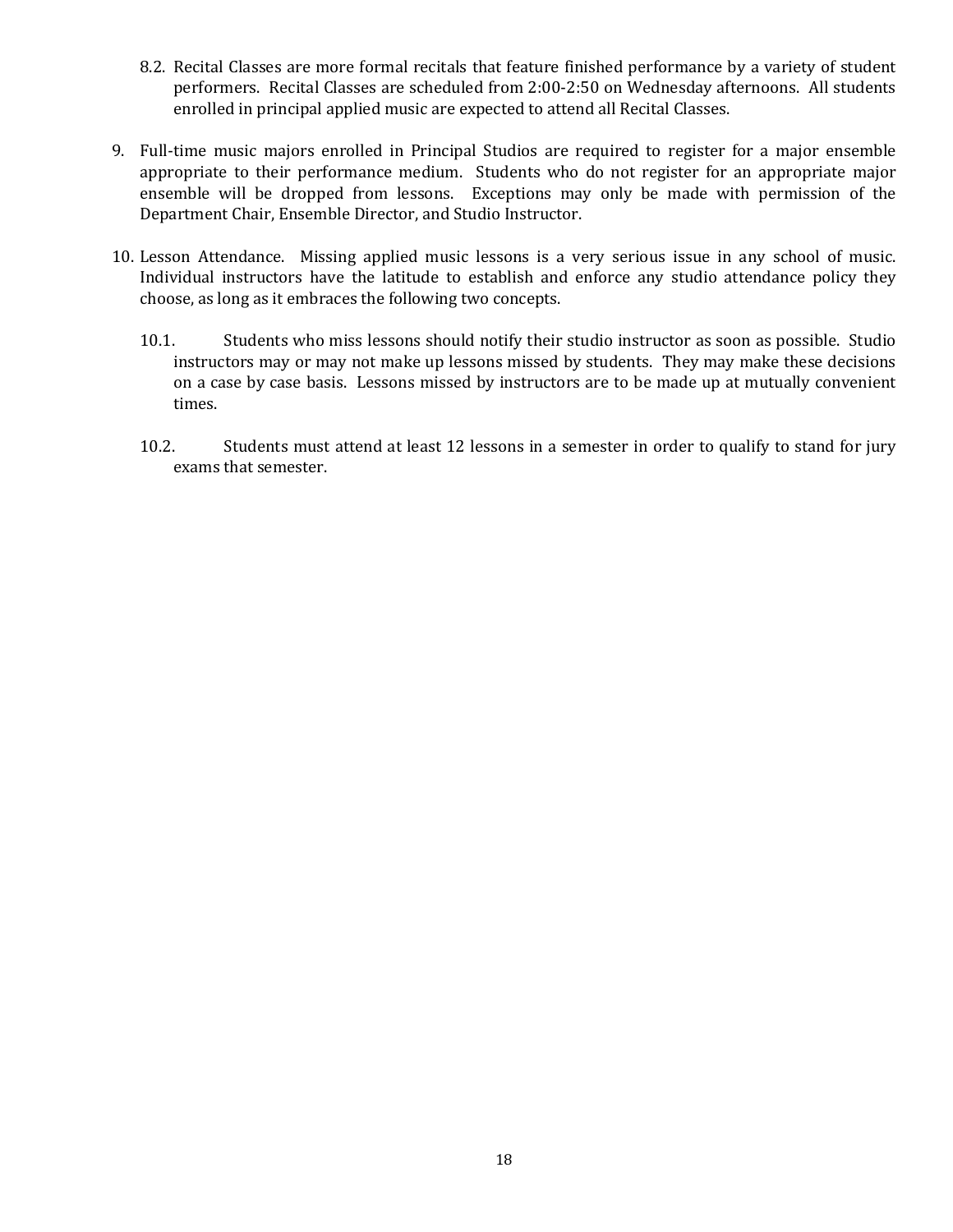8.2. Recital Classes are more formal recitals that feature finished performance by a variety of student performers. Recital Classes are scheduled from 2:00-2:50 on Wednesday afternoons. All students enrolled in principal applied music are expected to attend all Recital Classes.

9. Full-time music majors enrolled in Principal Studios are required to register for a major ensemble appropriate to their performance medium. Students who do not register for an appropriate major ensemble will be dropped from lessons. Exceptions may only be made with permission of the Department Chair, Ensemble Director, and Studio Instructor.

10. Lesson Attendance. Missing applied music lessons is a very serious issue in any school of music. Individual instructors have the latitude to establish and enforce any studio attendance policy they choose, as long as it embraces the following two concepts.

    10.1. Students who miss lessons should notify their studio instructor as soon as possible. Studio instructors may or may not make up lessons missed by students. They may make these decisions on a case by case basis. Lessons missed by instructors are to be made up at mutually convenient times.

    10.2. Students must attend at least 12 lessons in a semester in order to qualify to stand for jury exams that semester.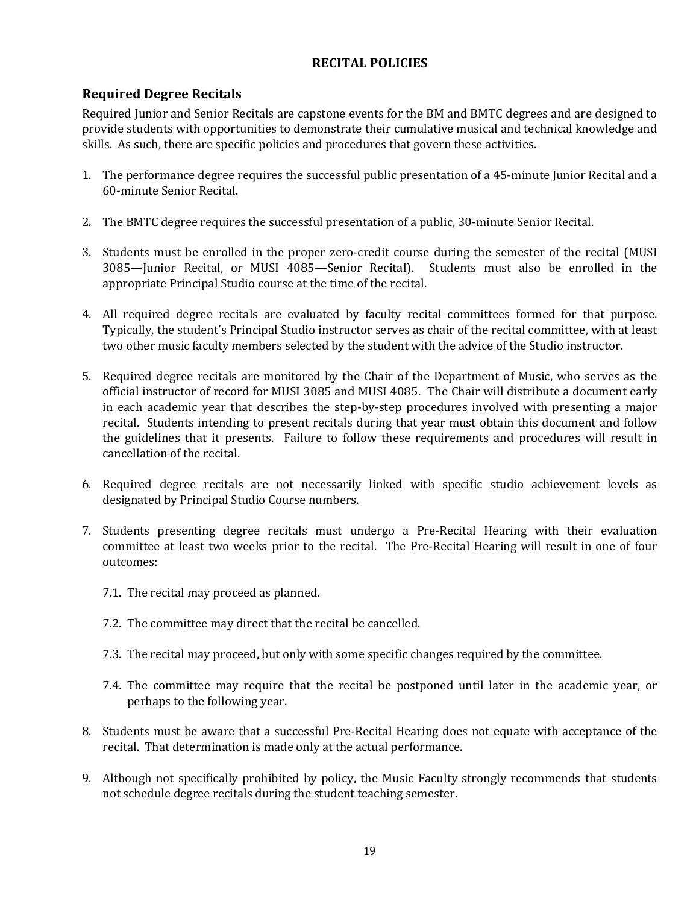# RECITAL POLICIES

## Required Degree Recitals

Required Junior and Senior Recitals are capstone events for the BM and BMTC degrees and are designed to provide students with opportunities to demonstrate their cumulative musical and technical knowledge and skills. As such, there are specific policies and procedures that govern these activities.

1. The performance degree requires the successful public presentation of a 45-minute Junior Recital and a 60-minute Senior Recital.

2. The BMTC degree requires the successful presentation of a public, 30-minute Senior Recital.

3. Students must be enrolled in the proper zero-credit course during the semester of the recital (MUSI 3085—Junior Recital, or MUSI 4085—Senior Recital). Students must also be enrolled in the appropriate Principal Studio course at the time of the recital.

4. All required degree recitals are evaluated by faculty recital committees formed for that purpose. Typically, the student's Principal Studio instructor serves as chair of the recital committee, with at least two other music faculty members selected by the student with the advice of the Studio instructor.

5. Required degree recitals are monitored by the Chair of the Department of Music, who serves as the official instructor of record for MUSI 3085 and MUSI 4085. The Chair will distribute a document early in each academic year that describes the step-by-step procedures involved with presenting a major recital. Students intending to present recitals during that year must obtain this document and follow the guidelines that it presents. Failure to follow these requirements and procedures will result in cancellation of the recital.

6. Required degree recitals are not necessarily linked with specific studio achievement levels as designated by Principal Studio Course numbers.

7. Students presenting degree recitals must undergo a Pre-Recital Hearing with their evaluation committee at least two weeks prior to the recital. The Pre-Recital Hearing will result in one of four outcomes:

   7.1. The recital may proceed as planned.

   7.2. The committee may direct that the recital be cancelled.

   7.3. The recital may proceed, but only with some specific changes required by the committee.

   7.4. The committee may require that the recital be postponed until later in the academic year, or perhaps to the following year.

8. Students must be aware that a successful Pre-Recital Hearing does not equate with acceptance of the recital. That determination is made only at the actual performance.

9. Although not specifically prohibited by policy, the Music Faculty strongly recommends that students not schedule degree recitals during the student teaching semester.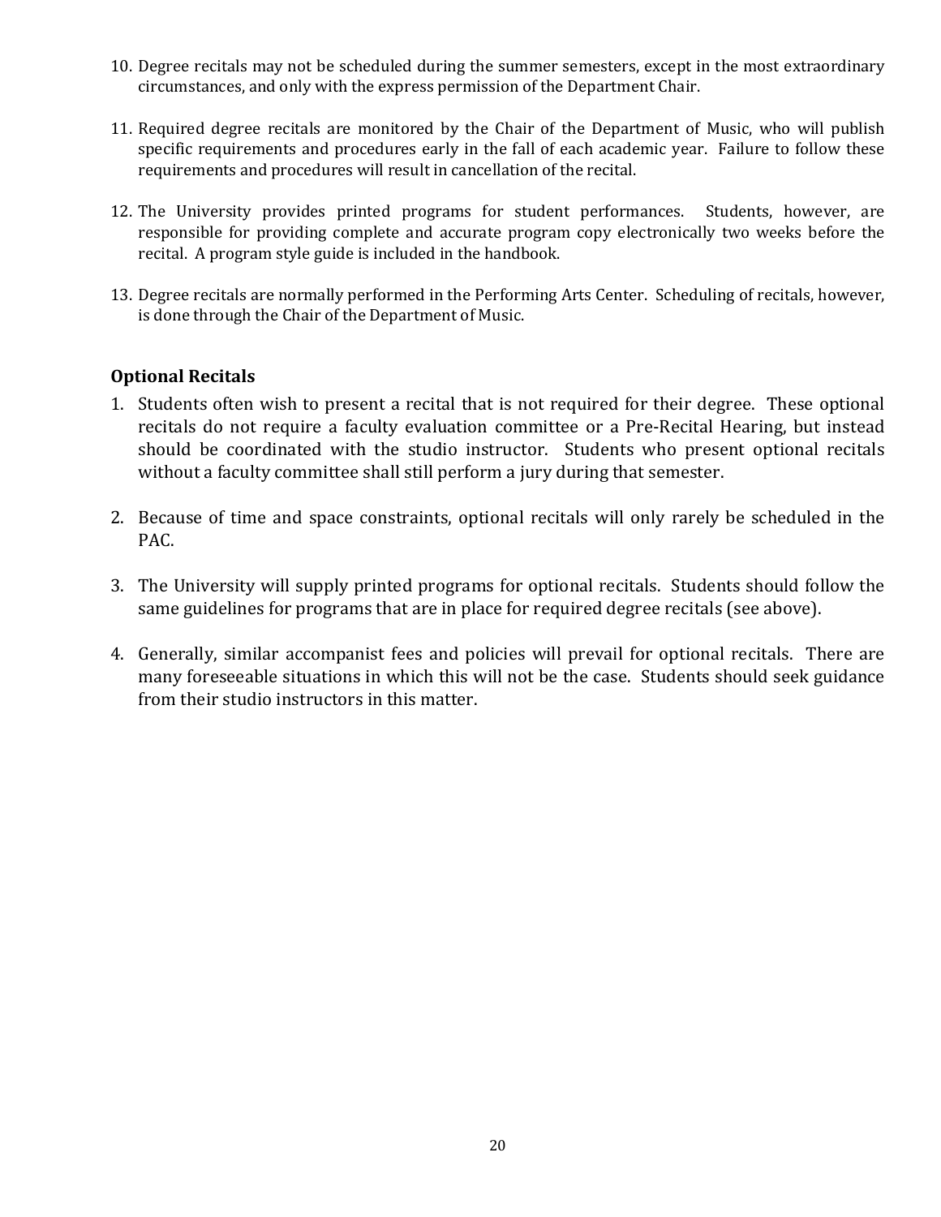10. Degree recitals may not be scheduled during the summer semesters, except in the most extraordinary circumstances, and only with the express permission of the Department Chair.

11. Required degree recitals are monitored by the Chair of the Department of Music, who will publish specific requirements and procedures early in the fall of each academic year. Failure to follow these requirements and procedures will result in cancellation of the recital.

12. The University provides printed programs for student performances. Students, however, are responsible for providing complete and accurate program copy electronically two weeks before the recital. A program style guide is included in the handbook.

13. Degree recitals are normally performed in the Performing Arts Center. Scheduling of recitals, however, is done through the Chair of the Department of Music.

### Optional Recitals

1. Students often wish to present a recital that is not required for their degree. These optional recitals do not require a faculty evaluation committee or a Pre-Recital Hearing, but instead should be coordinated with the studio instructor. Students who present optional recitals without a faculty committee shall still perform a jury during that semester.

2. Because of time and space constraints, optional recitals will only rarely be scheduled in the PAC.

3. The University will supply printed programs for optional recitals. Students should follow the same guidelines for programs that are in place for required degree recitals (see above).

4. Generally, similar accompanist fees and policies will prevail for optional recitals. There are many foreseeable situations in which this will not be the case. Students should seek guidance from their studio instructors in this matter.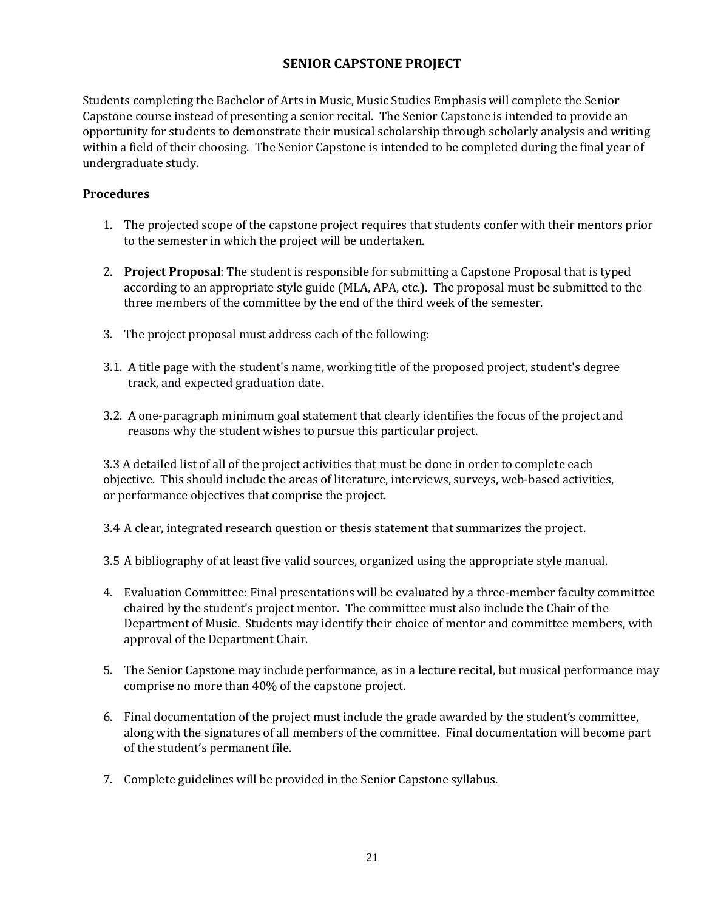## SENIOR CAPSTONE PROJECT

Students completing the Bachelor of Arts in Music, Music Studies Emphasis will complete the Senior Capstone course instead of presenting a senior recital. The Senior Capstone is intended to provide an opportunity for students to demonstrate their musical scholarship through scholarly analysis and writing within a field of their choosing. The Senior Capstone is intended to be completed during the final year of undergraduate study.

### Procedures

1. The projected scope of the capstone project requires that students confer with their mentors prior to the semester in which the project will be undertaken.

2. **Project Proposal**: The student is responsible for submitting a Capstone Proposal that is typed according to an appropriate style guide (MLA, APA, etc.). The proposal must be submitted to the three members of the committee by the end of the third week of the semester.

3. The project proposal must address each of the following:

3.1. A title page with the student's name, working title of the proposed project, student's degree track, and expected graduation date.

3.2. A one-paragraph minimum goal statement that clearly identifies the focus of the project and reasons why the student wishes to pursue this particular project.

3.3 A detailed list of all of the project activities that must be done in order to complete each objective. This should include the areas of literature, interviews, surveys, web-based activities, or performance objectives that comprise the project.

3.4 A clear, integrated research question or thesis statement that summarizes the project.

3.5 A bibliography of at least five valid sources, organized using the appropriate style manual.

4. Evaluation Committee: Final presentations will be evaluated by a three-member faculty committee chaired by the student's project mentor. The committee must also include the Chair of the Department of Music. Students may identify their choice of mentor and committee members, with approval of the Department Chair.

5. The Senior Capstone may include performance, as in a lecture recital, but musical performance may comprise no more than 40% of the capstone project.

6. Final documentation of the project must include the grade awarded by the student's committee, along with the signatures of all members of the committee. Final documentation will become part of the student's permanent file.

7. Complete guidelines will be provided in the Senior Capstone syllabus.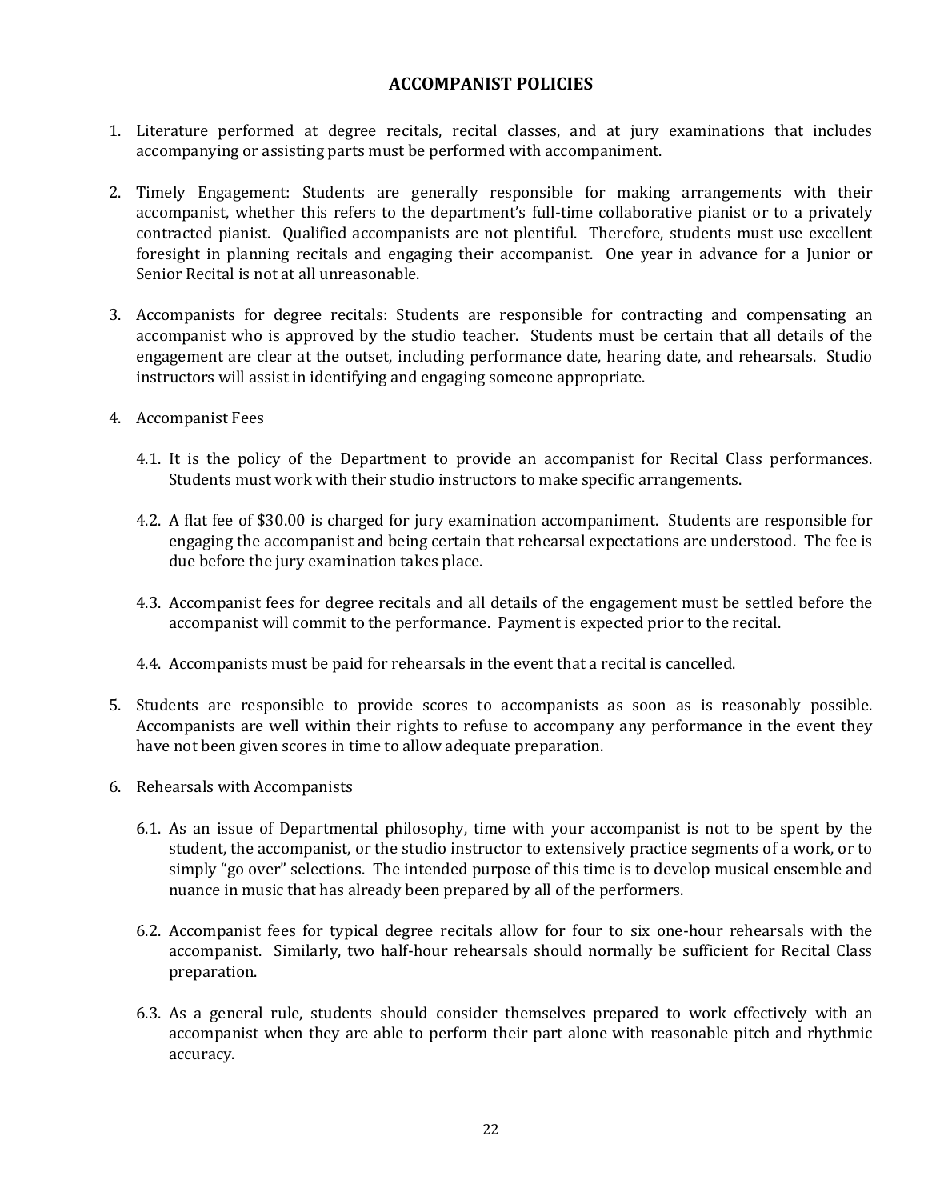## ACCOMPANIST POLICIES

1. Literature performed at degree recitals, recital classes, and at jury examinations that includes accompanying or assisting parts must be performed with accompaniment.

2. Timely Engagement: Students are generally responsible for making arrangements with their accompanist, whether this refers to the department's full-time collaborative pianist or to a privately contracted pianist. Qualified accompanists are not plentiful. Therefore, students must use excellent foresight in planning recitals and engaging their accompanist. One year in advance for a Junior or Senior Recital is not at all unreasonable.

3. Accompanists for degree recitals: Students are responsible for contracting and compensating an accompanist who is approved by the studio teacher. Students must be certain that all details of the engagement are clear at the outset, including performance date, hearing date, and rehearsals. Studio instructors will assist in identifying and engaging someone appropriate.

4. Accompanist Fees

   4.1. It is the policy of the Department to provide an accompanist for Recital Class performances. Students must work with their studio instructors to make specific arrangements.

   4.2. A flat fee of $30.00 is charged for jury examination accompaniment. Students are responsible for engaging the accompanist and being certain that rehearsal expectations are understood. The fee is due before the jury examination takes place.

   4.3. Accompanist fees for degree recitals and all details of the engagement must be settled before the accompanist will commit to the performance. Payment is expected prior to the recital.

   4.4. Accompanists must be paid for rehearsals in the event that a recital is cancelled.

5. Students are responsible to provide scores to accompanists as soon as is reasonably possible. Accompanists are well within their rights to refuse to accompany any performance in the event they have not been given scores in time to allow adequate preparation.

6. Rehearsals with Accompanists

   6.1. As an issue of Departmental philosophy, time with your accompanist is not to be spent by the student, the accompanist, or the studio instructor to extensively practice segments of a work, or to simply "go over" selections. The intended purpose of this time is to develop musical ensemble and nuance in music that has already been prepared by all of the performers.

   6.2. Accompanist fees for typical degree recitals allow for four to six one-hour rehearsals with the accompanist. Similarly, two half-hour rehearsals should normally be sufficient for Recital Class preparation.

   6.3. As a general rule, students should consider themselves prepared to work effectively with an accompanist when they are able to perform their part alone with reasonable pitch and rhythmic accuracy.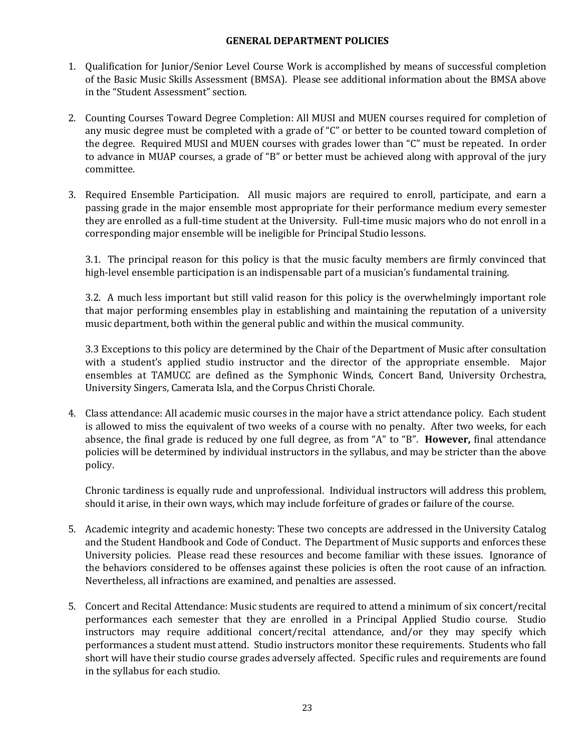## GENERAL DEPARTMENT POLICIES

1. Qualification for Junior/Senior Level Course Work is accomplished by means of successful completion of the Basic Music Skills Assessment (BMSA). Please see additional information about the BMSA above in the "Student Assessment" section.

2. Counting Courses Toward Degree Completion: All MUSI and MUEN courses required for completion of any music degree must be completed with a grade of "C" or better to be counted toward completion of the degree. Required MUSI and MUEN courses with grades lower than "C" must be repeated. In order to advance in MUAP courses, a grade of "B" or better must be achieved along with approval of the jury committee.

3. Required Ensemble Participation. All music majors are required to enroll, participate, and earn a passing grade in the major ensemble most appropriate for their performance medium every semester they are enrolled as a full-time student at the University. Full-time music majors who do not enroll in a corresponding major ensemble will be ineligible for Principal Studio lessons.

   3.1. The principal reason for this policy is that the music faculty members are firmly convinced that high-level ensemble participation is an indispensable part of a musician's fundamental training.

   3.2. A much less important but still valid reason for this policy is the overwhelmingly important role that major performing ensembles play in establishing and maintaining the reputation of a university music department, both within the general public and within the musical community.

   3.3 Exceptions to this policy are determined by the Chair of the Department of Music after consultation with a student's applied studio instructor and the director of the appropriate ensemble. Major ensembles at TAMUCC are defined as the Symphonic Winds, Concert Band, University Orchestra, University Singers, Camerata Isla, and the Corpus Christi Chorale.

4. Class attendance: All academic music courses in the major have a strict attendance policy. Each student is allowed to miss the equivalent of two weeks of a course with no penalty. After two weeks, for each absence, the final grade is reduced by one full degree, as from "A" to "B". **However,** final attendance policies will be determined by individual instructors in the syllabus, and may be stricter than the above policy.

   Chronic tardiness is equally rude and unprofessional. Individual instructors will address this problem, should it arise, in their own ways, which may include forfeiture of grades or failure of the course.

5. Academic integrity and academic honesty: These two concepts are addressed in the University Catalog and the Student Handbook and Code of Conduct. The Department of Music supports and enforces these University policies. Please read these resources and become familiar with these issues. Ignorance of the behaviors considered to be offenses against these policies is often the root cause of an infraction. Nevertheless, all infractions are examined, and penalties are assessed.

5. Concert and Recital Attendance: Music students are required to attend a minimum of six concert/recital performances each semester that they are enrolled in a Principal Applied Studio course. Studio instructors may require additional concert/recital attendance, and/or they may specify which performances a student must attend. Studio instructors monitor these requirements. Students who fall short will have their studio course grades adversely affected. Specific rules and requirements are found in the syllabus for each studio.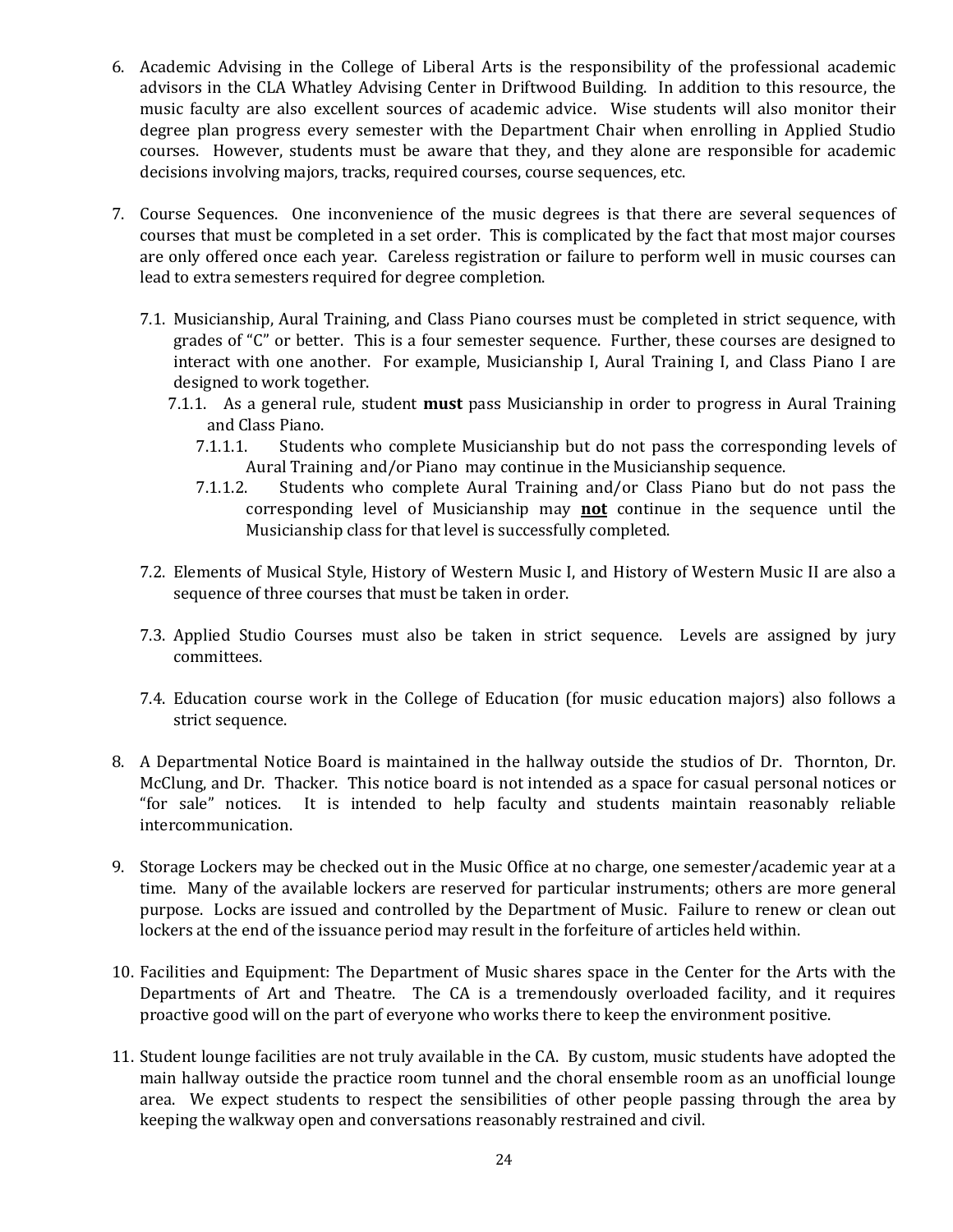6. Academic Advising in the College of Liberal Arts is the responsibility of the professional academic advisors in the CLA Whatley Advising Center in Driftwood Building. In addition to this resource, the music faculty are also excellent sources of academic advice. Wise students will also monitor their degree plan progress every semester with the Department Chair when enrolling in Applied Studio courses. However, students must be aware that they, and they alone are responsible for academic decisions involving majors, tracks, required courses, course sequences, etc.

7. Course Sequences. One inconvenience of the music degrees is that there are several sequences of courses that must be completed in a set order. This is complicated by the fact that most major courses are only offered once each year. Careless registration or failure to perform well in music courses can lead to extra semesters required for degree completion.

   7.1. Musicianship, Aural Training, and Class Piano courses must be completed in strict sequence, with grades of "C" or better. This is a four semester sequence. Further, these courses are designed to interact with one another. For example, Musicianship I, Aural Training I, and Class Piano I are designed to work together.

      7.1.1. As a general rule, student **must** pass Musicianship in order to progress in Aural Training and Class Piano.

         7.1.1.1. Students who complete Musicianship but do not pass the corresponding levels of Aural Training and/or Piano may continue in the Musicianship sequence.

         7.1.1.2. Students who complete Aural Training and/or Class Piano but do not pass the corresponding level of Musicianship may **not** continue in the sequence until the Musicianship class for that level is successfully completed.

   7.2. Elements of Musical Style, History of Western Music I, and History of Western Music II are also a sequence of three courses that must be taken in order.

   7.3. Applied Studio Courses must also be taken in strict sequence. Levels are assigned by jury committees.

   7.4. Education course work in the College of Education (for music education majors) also follows a strict sequence.

8. A Departmental Notice Board is maintained in the hallway outside the studios of Dr. Thornton, Dr. McClung, and Dr. Thacker. This notice board is not intended as a space for casual personal notices or "for sale" notices. It is intended to help faculty and students maintain reasonably reliable intercommunication.

9. Storage Lockers may be checked out in the Music Office at no charge, one semester/academic year at a time. Many of the available lockers are reserved for particular instruments; others are more general purpose. Locks are issued and controlled by the Department of Music. Failure to renew or clean out lockers at the end of the issuance period may result in the forfeiture of articles held within.

10. Facilities and Equipment: The Department of Music shares space in the Center for the Arts with the Departments of Art and Theatre. The CA is a tremendously overloaded facility, and it requires proactive good will on the part of everyone who works there to keep the environment positive.

11. Student lounge facilities are not truly available in the CA. By custom, music students have adopted the main hallway outside the practice room tunnel and the choral ensemble room as an unofficial lounge area. We expect students to respect the sensibilities of other people passing through the area by keeping the walkway open and conversations reasonably restrained and civil.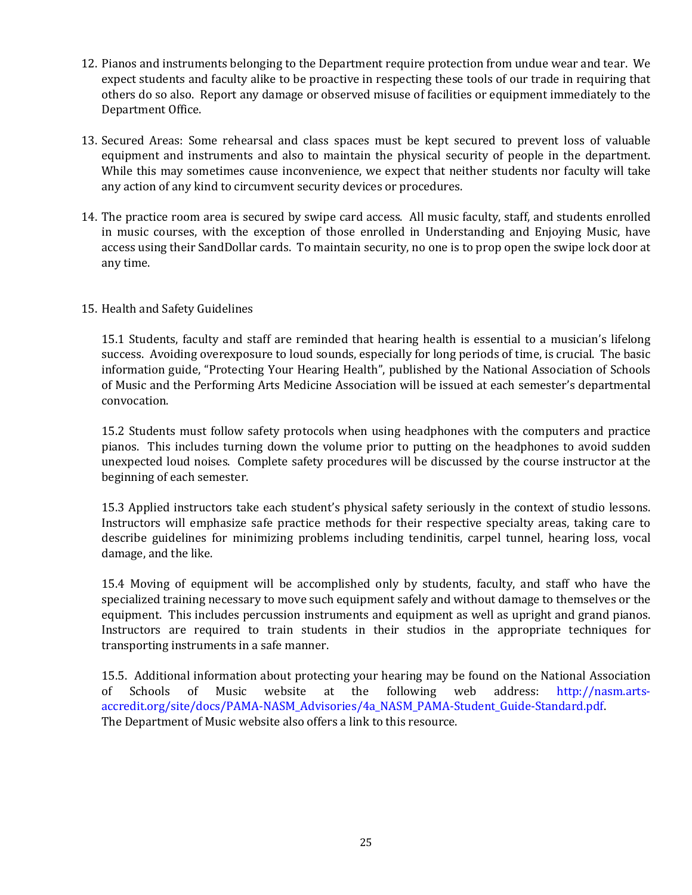12. Pianos and instruments belonging to the Department require protection from undue wear and tear. We expect students and faculty alike to be proactive in respecting these tools of our trade in requiring that others do so also. Report any damage or observed misuse of facilities or equipment immediately to the Department Office.

13. Secured Areas: Some rehearsal and class spaces must be kept secured to prevent loss of valuable equipment and instruments and also to maintain the physical security of people in the department. While this may sometimes cause inconvenience, we expect that neither students nor faculty will take any action of any kind to circumvent security devices or procedures.

14. The practice room area is secured by swipe card access. All music faculty, staff, and students enrolled in music courses, with the exception of those enrolled in Understanding and Enjoying Music, have access using their SandDollar cards. To maintain security, no one is to prop open the swipe lock door at any time.

15. Health and Safety Guidelines

    15.1 Students, faculty and staff are reminded that hearing health is essential to a musician's lifelong success. Avoiding overexposure to loud sounds, especially for long periods of time, is crucial. The basic information guide, "Protecting Your Hearing Health", published by the National Association of Schools of Music and the Performing Arts Medicine Association will be issued at each semester's departmental convocation.

    15.2 Students must follow safety protocols when using headphones with the computers and practice pianos. This includes turning down the volume prior to putting on the headphones to avoid sudden unexpected loud noises. Complete safety procedures will be discussed by the course instructor at the beginning of each semester.

    15.3 Applied instructors take each student's physical safety seriously in the context of studio lessons. Instructors will emphasize safe practice methods for their respective specialty areas, taking care to describe guidelines for minimizing problems including tendinitis, carpel tunnel, hearing loss, vocal damage, and the like.

    15.4 Moving of equipment will be accomplished only by students, faculty, and staff who have the specialized training necessary to move such equipment safely and without damage to themselves or the equipment. This includes percussion instruments and equipment as well as upright and grand pianos. Instructors are required to train students in their studios in the appropriate techniques for transporting instruments in a safe manner.

    15.5. Additional information about protecting your hearing may be found on the National Association of Schools of Music website at the following web address: http://nasm.arts-accredit.org/site/docs/PAMA-NASM_Advisories/4a_NASM_PAMA-Student_Guide-Standard.pdf. The Department of Music website also offers a link to this resource.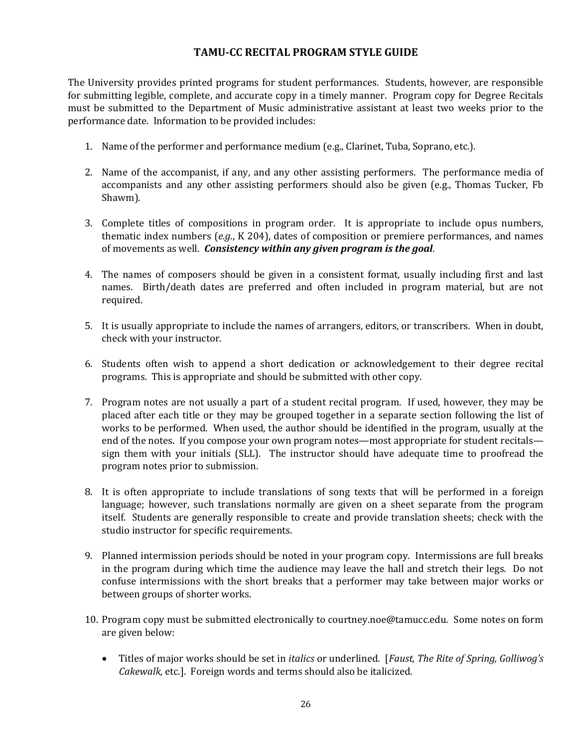# TAMU-CC RECITAL PROGRAM STYLE GUIDE

The University provides printed programs for student performances. Students, however, are responsible for submitting legible, complete, and accurate copy in a timely manner. Program copy for Degree Recitals must be submitted to the Department of Music administrative assistant at least two weeks prior to the performance date. Information to be provided includes:

1. Name of the performer and performance medium (e.g., Clarinet, Tuba, Soprano, etc.).

2. Name of the accompanist, if any, and any other assisting performers. The performance media of accompanists and any other assisting performers should also be given (e.g., Thomas Tucker, Fb Shawm).

3. Complete titles of compositions in program order. It is appropriate to include opus numbers, thematic index numbers (*e.g.*, K 204), dates of composition or premiere performances, and names of movements as well. ***Consistency within any given program is the goal***.

4. The names of composers should be given in a consistent format, usually including first and last names. Birth/death dates are preferred and often included in program material, but are not required.

5. It is usually appropriate to include the names of arrangers, editors, or transcribers. When in doubt, check with your instructor.

6. Students often wish to append a short dedication or acknowledgement to their degree recital programs. This is appropriate and should be submitted with other copy.

7. Program notes are not usually a part of a student recital program. If used, however, they may be placed after each title or they may be grouped together in a separate section following the list of works to be performed. When used, the author should be identified in the program, usually at the end of the notes. If you compose your own program notes—most appropriate for student recitals—sign them with your initials (SLL). The instructor should have adequate time to proofread the program notes prior to submission.

8. It is often appropriate to include translations of song texts that will be performed in a foreign language; however, such translations normally are given on a sheet separate from the program itself. Students are generally responsible to create and provide translation sheets; check with the studio instructor for specific requirements.

9. Planned intermission periods should be noted in your program copy. Intermissions are full breaks in the program during which time the audience may leave the hall and stretch their legs. Do not confuse intermissions with the short breaks that a performer may take between major works or between groups of shorter works.

10. Program copy must be submitted electronically to courtney.noe@tamucc.edu. Some notes on form are given below:

    - Titles of major works should be set in *italics* or underlined. [*Faust, The Rite of Spring, Golliwog's Cakewalk,* etc.]. Foreign words and terms should also be italicized.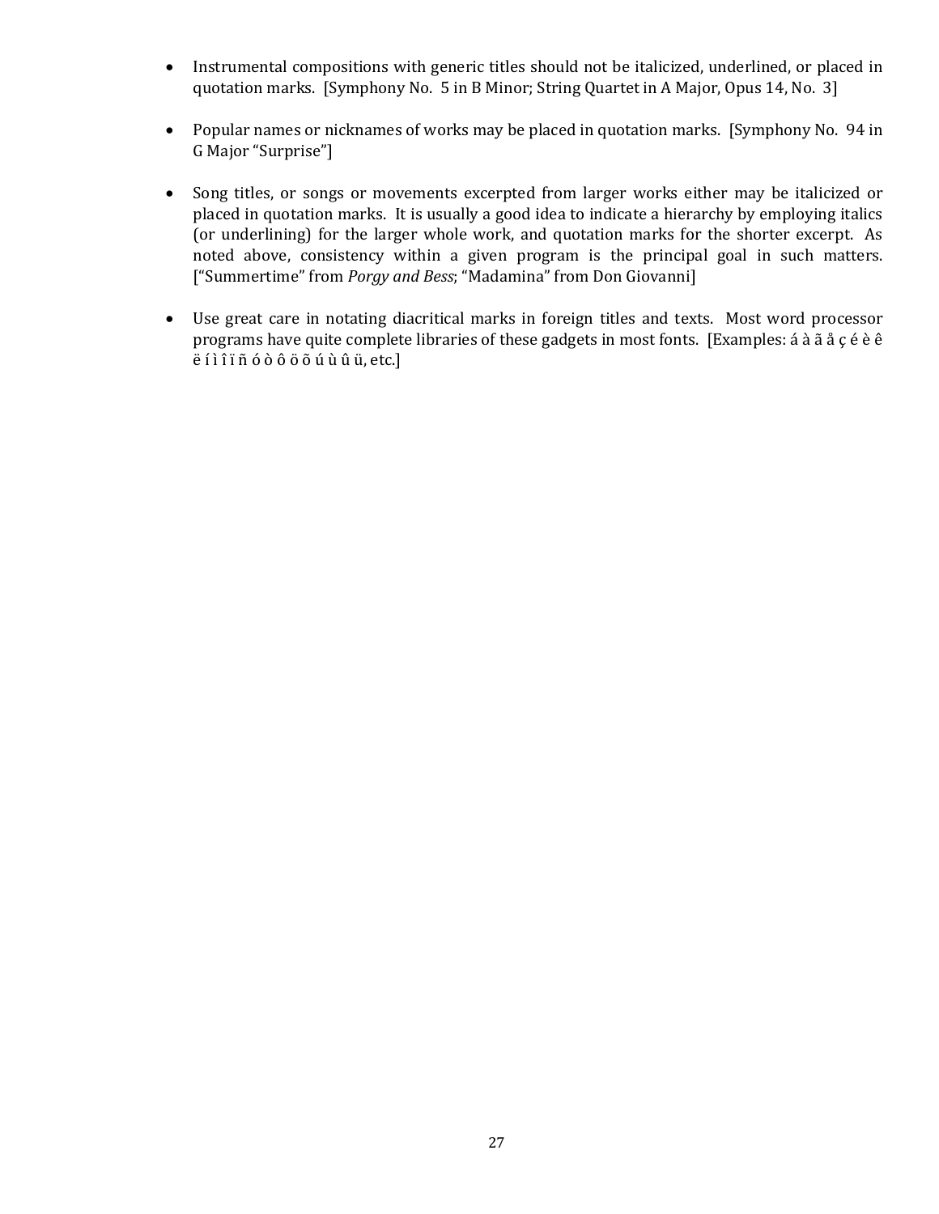- Instrumental compositions with generic titles should not be italicized, underlined, or placed in quotation marks. [Symphony No. 5 in B Minor; String Quartet in A Major, Opus 14, No. 3]

- Popular names or nicknames of works may be placed in quotation marks. [Symphony No. 94 in G Major "Surprise"]

- Song titles, or songs or movements excerpted from larger works either may be italicized or placed in quotation marks. It is usually a good idea to indicate a hierarchy by employing italics (or underlining) for the larger whole work, and quotation marks for the shorter excerpt. As noted above, consistency within a given program is the principal goal in such matters. ["Summertime" from *Porgy and Bess*; "Madamina" from Don Giovanni]

- Use great care in notating diacritical marks in foreign titles and texts. Most word processor programs have quite complete libraries of these gadgets in most fonts. [Examples: á à ã å ç é è ê ë í ì î ï ñ ó ò ô ö õ ú ù û ü, etc.]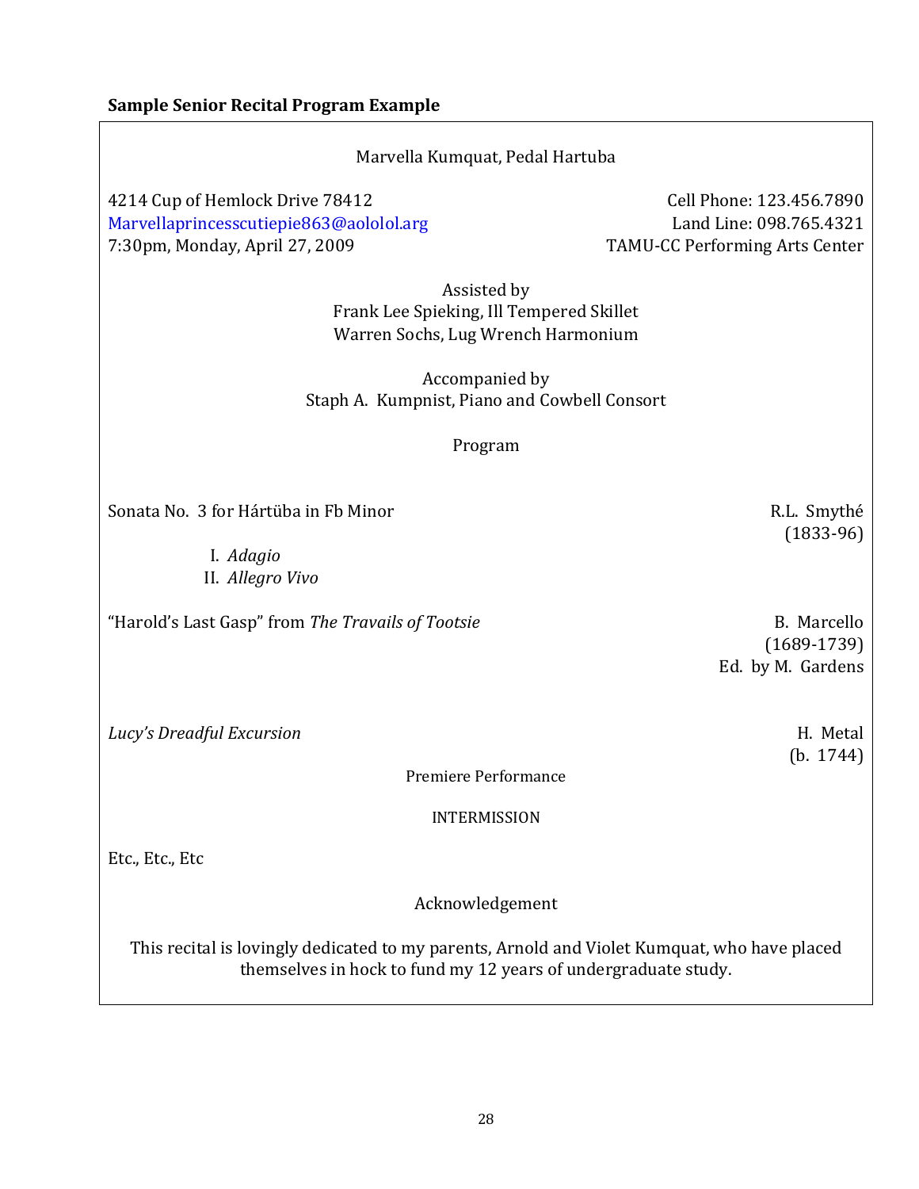**Sample Senior Recital Program Example**

Marvella Kumquat, Pedal Hartuba

4214 Cup of Hemlock Drive 78412
Marvellaprincesscutiepie863@aololol.arg
7:30pm, Monday, April 27, 2009

Cell Phone: 123.456.7890
Land Line: 098.765.4321
TAMU-CC Performing Arts Center

Assisted by
Frank Lee Spieking, Ill Tempered Skillet
Warren Sochs, Lug Wrench Harmonium

Accompanied by
Staph A. Kumpnist, Piano and Cowbell Consort

Program

Sonata No. 3 for Hártüba in Fb Minor — R.L. Smythé (1833-96)

I. *Adagio*
II. *Allegro Vivo*

"Harold's Last Gasp" from *The Travails of Tootsie* — B. Marcello (1689-1739), Ed. by M. Gardens

*Lucy's Dreadful Excursion* — H. Metal (b. 1744)

Premiere Performance

INTERMISSION

Etc., Etc., Etc

Acknowledgement

This recital is lovingly dedicated to my parents, Arnold and Violet Kumquat, who have placed themselves in hock to fund my 12 years of undergraduate study.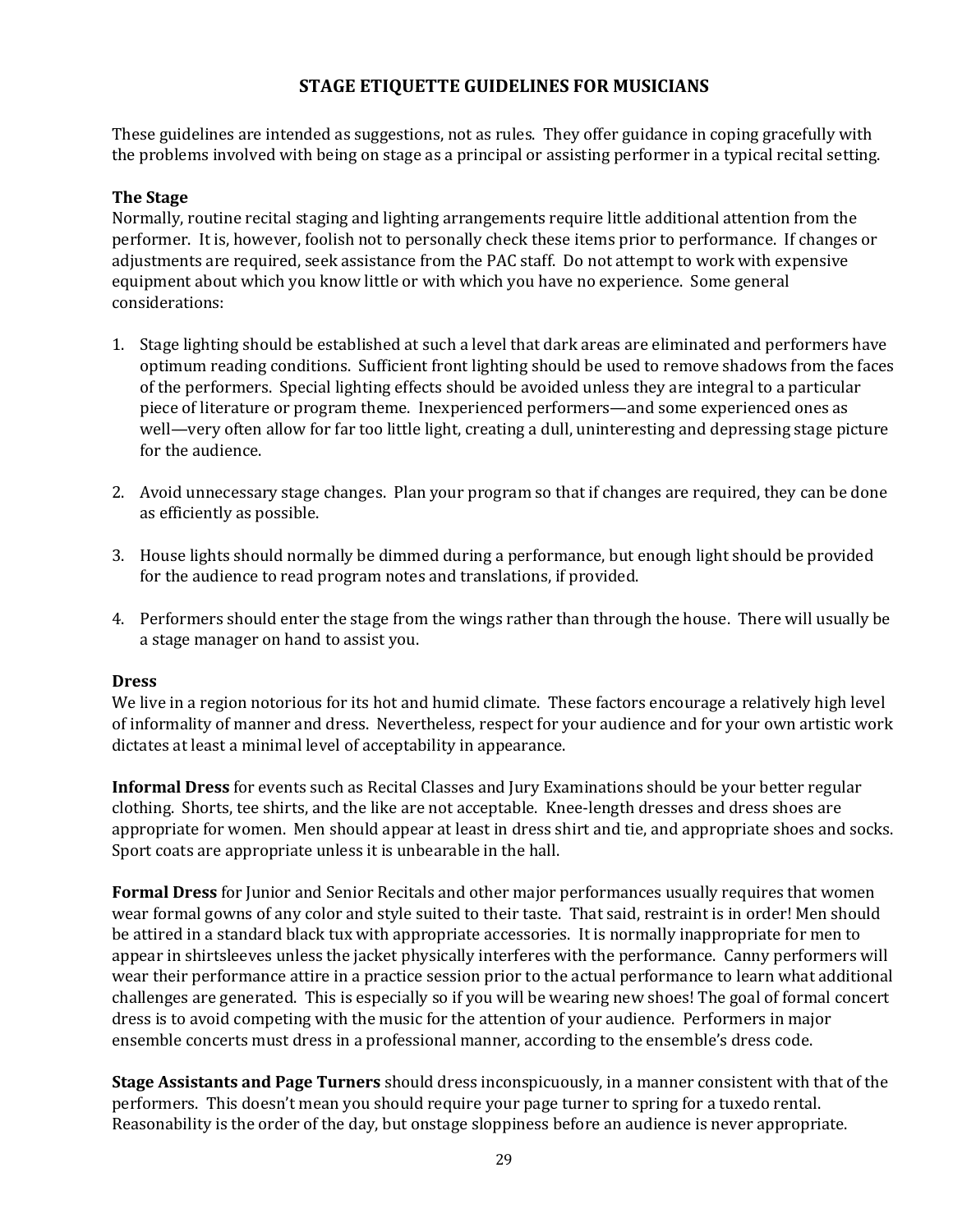# STAGE ETIQUETTE GUIDELINES FOR MUSICIANS

These guidelines are intended as suggestions, not as rules. They offer guidance in coping gracefully with the problems involved with being on stage as a principal or assisting performer in a typical recital setting.

**The Stage**

Normally, routine recital staging and lighting arrangements require little additional attention from the performer. It is, however, foolish not to personally check these items prior to performance. If changes or adjustments are required, seek assistance from the PAC staff. Do not attempt to work with expensive equipment about which you know little or with which you have no experience. Some general considerations:

1. Stage lighting should be established at such a level that dark areas are eliminated and performers have optimum reading conditions. Sufficient front lighting should be used to remove shadows from the faces of the performers. Special lighting effects should be avoided unless they are integral to a particular piece of literature or program theme. Inexperienced performers—and some experienced ones as well—very often allow for far too little light, creating a dull, uninteresting and depressing stage picture for the audience.

2. Avoid unnecessary stage changes. Plan your program so that if changes are required, they can be done as efficiently as possible.

3. House lights should normally be dimmed during a performance, but enough light should be provided for the audience to read program notes and translations, if provided.

4. Performers should enter the stage from the wings rather than through the house. There will usually be a stage manager on hand to assist you.

**Dress**

We live in a region notorious for its hot and humid climate. These factors encourage a relatively high level of informality of manner and dress. Nevertheless, respect for your audience and for your own artistic work dictates at least a minimal level of acceptability in appearance.

**Informal Dress** for events such as Recital Classes and Jury Examinations should be your better regular clothing. Shorts, tee shirts, and the like are not acceptable. Knee-length dresses and dress shoes are appropriate for women. Men should appear at least in dress shirt and tie, and appropriate shoes and socks. Sport coats are appropriate unless it is unbearable in the hall.

**Formal Dress** for Junior and Senior Recitals and other major performances usually requires that women wear formal gowns of any color and style suited to their taste. That said, restraint is in order! Men should be attired in a standard black tux with appropriate accessories. It is normally inappropriate for men to appear in shirtsleeves unless the jacket physically interferes with the performance. Canny performers will wear their performance attire in a practice session prior to the actual performance to learn what additional challenges are generated. This is especially so if you will be wearing new shoes! The goal of formal concert dress is to avoid competing with the music for the attention of your audience. Performers in major ensemble concerts must dress in a professional manner, according to the ensemble's dress code.

**Stage Assistants and Page Turners** should dress inconspicuously, in a manner consistent with that of the performers. This doesn't mean you should require your page turner to spring for a tuxedo rental. Reasonability is the order of the day, but onstage sloppiness before an audience is never appropriate.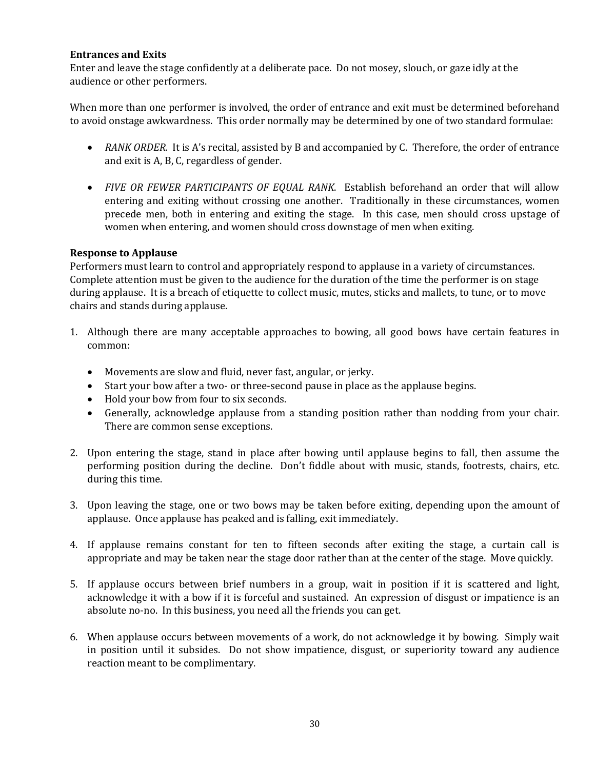**Entrances and Exits**

Enter and leave the stage confidently at a deliberate pace. Do not mosey, slouch, or gaze idly at the audience or other performers.

When more than one performer is involved, the order of entrance and exit must be determined beforehand to avoid onstage awkwardness. This order normally may be determined by one of two standard formulae:

- *RANK ORDER.* It is A's recital, assisted by B and accompanied by C. Therefore, the order of entrance and exit is A, B, C, regardless of gender.

- *FIVE OR FEWER PARTICIPANTS OF EQUAL RANK.* Establish beforehand an order that will allow entering and exiting without crossing one another. Traditionally in these circumstances, women precede men, both in entering and exiting the stage. In this case, men should cross upstage of women when entering, and women should cross downstage of men when exiting.

**Response to Applause**

Performers must learn to control and appropriately respond to applause in a variety of circumstances. Complete attention must be given to the audience for the duration of the time the performer is on stage during applause. It is a breach of etiquette to collect music, mutes, sticks and mallets, to tune, or to move chairs and stands during applause.

1. Although there are many acceptable approaches to bowing, all good bows have certain features in common:

   - Movements are slow and fluid, never fast, angular, or jerky.
   - Start your bow after a two- or three-second pause in place as the applause begins.
   - Hold your bow from four to six seconds.
   - Generally, acknowledge applause from a standing position rather than nodding from your chair. There are common sense exceptions.

2. Upon entering the stage, stand in place after bowing until applause begins to fall, then assume the performing position during the decline. Don't fiddle about with music, stands, footrests, chairs, etc. during this time.

3. Upon leaving the stage, one or two bows may be taken before exiting, depending upon the amount of applause. Once applause has peaked and is falling, exit immediately.

4. If applause remains constant for ten to fifteen seconds after exiting the stage, a curtain call is appropriate and may be taken near the stage door rather than at the center of the stage. Move quickly.

5. If applause occurs between brief numbers in a group, wait in position if it is scattered and light, acknowledge it with a bow if it is forceful and sustained. An expression of disgust or impatience is an absolute no-no. In this business, you need all the friends you can get.

6. When applause occurs between movements of a work, do not acknowledge it by bowing. Simply wait in position until it subsides. Do not show impatience, disgust, or superiority toward any audience reaction meant to be complimentary.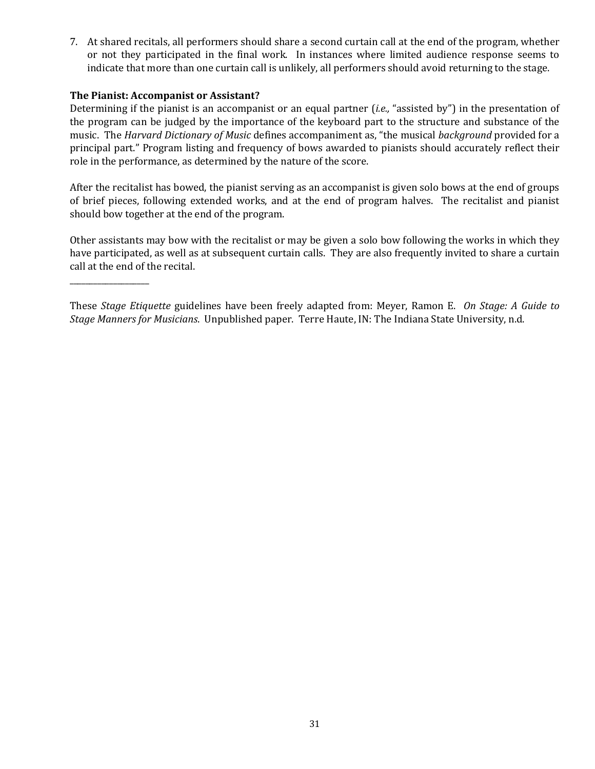7. At shared recitals, all performers should share a second curtain call at the end of the program, whether or not they participated in the final work. In instances where limited audience response seems to indicate that more than one curtain call is unlikely, all performers should avoid returning to the stage.

**The Pianist: Accompanist or Assistant?**

Determining if the pianist is an accompanist or an equal partner (*i.e.,* "assisted by") in the presentation of the program can be judged by the importance of the keyboard part to the structure and substance of the music. The *Harvard Dictionary of Music* defines accompaniment as, "the musical *background* provided for a principal part." Program listing and frequency of bows awarded to pianists should accurately reflect their role in the performance, as determined by the nature of the score.

After the recitalist has bowed, the pianist serving as an accompanist is given solo bows at the end of groups of brief pieces, following extended works, and at the end of program halves. The recitalist and pianist should bow together at the end of the program.

Other assistants may bow with the recitalist or may be given a solo bow following the works in which they have participated, as well as at subsequent curtain calls. They are also frequently invited to share a curtain call at the end of the recital.

---

These *Stage Etiquette* guidelines have been freely adapted from: Meyer, Ramon E. *On Stage: A Guide to Stage Manners for Musicians*. Unpublished paper. Terre Haute, IN: The Indiana State University, n.d.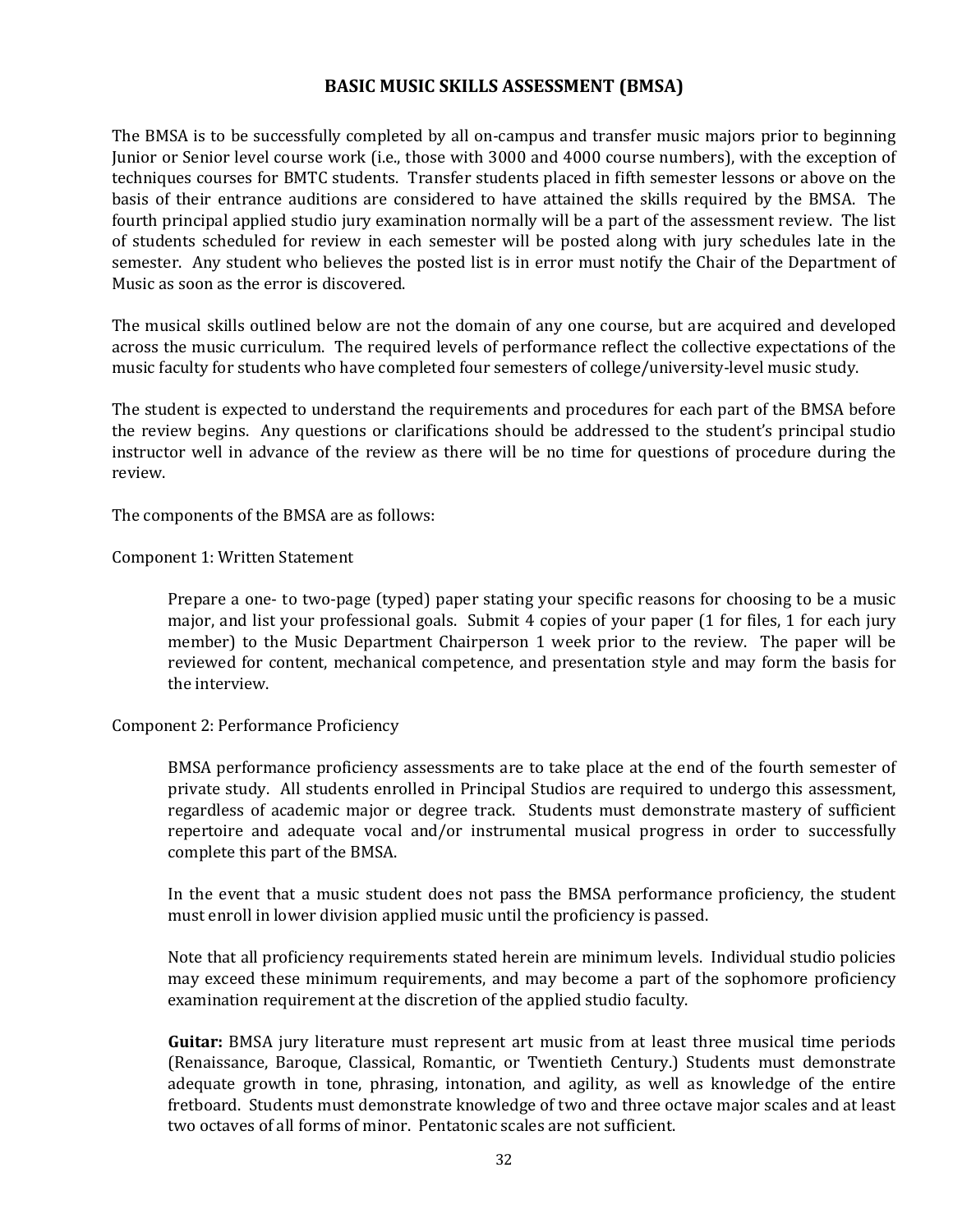# BASIC MUSIC SKILLS ASSESSMENT (BMSA)

The BMSA is to be successfully completed by all on-campus and transfer music majors prior to beginning Junior or Senior level course work (i.e., those with 3000 and 4000 course numbers), with the exception of techniques courses for BMTC students. Transfer students placed in fifth semester lessons or above on the basis of their entrance auditions are considered to have attained the skills required by the BMSA. The fourth principal applied studio jury examination normally will be a part of the assessment review. The list of students scheduled for review in each semester will be posted along with jury schedules late in the semester. Any student who believes the posted list is in error must notify the Chair of the Department of Music as soon as the error is discovered.

The musical skills outlined below are not the domain of any one course, but are acquired and developed across the music curriculum. The required levels of performance reflect the collective expectations of the music faculty for students who have completed four semesters of college/university-level music study.

The student is expected to understand the requirements and procedures for each part of the BMSA before the review begins. Any questions or clarifications should be addressed to the student's principal studio instructor well in advance of the review as there will be no time for questions of procedure during the review.

The components of the BMSA are as follows:

Component 1: Written Statement

> Prepare a one- to two-page (typed) paper stating your specific reasons for choosing to be a music major, and list your professional goals. Submit 4 copies of your paper (1 for files, 1 for each jury member) to the Music Department Chairperson 1 week prior to the review. The paper will be reviewed for content, mechanical competence, and presentation style and may form the basis for the interview.

Component 2: Performance Proficiency

> BMSA performance proficiency assessments are to take place at the end of the fourth semester of private study. All students enrolled in Principal Studios are required to undergo this assessment, regardless of academic major or degree track. Students must demonstrate mastery of sufficient repertoire and adequate vocal and/or instrumental musical progress in order to successfully complete this part of the BMSA.
>
> In the event that a music student does not pass the BMSA performance proficiency, the student must enroll in lower division applied music until the proficiency is passed.
>
> Note that all proficiency requirements stated herein are minimum levels. Individual studio policies may exceed these minimum requirements, and may become a part of the sophomore proficiency examination requirement at the discretion of the applied studio faculty.
>
> **Guitar:** BMSA jury literature must represent art music from at least three musical time periods (Renaissance, Baroque, Classical, Romantic, or Twentieth Century.) Students must demonstrate adequate growth in tone, phrasing, intonation, and agility, as well as knowledge of the entire fretboard. Students must demonstrate knowledge of two and three octave major scales and at least two octaves of all forms of minor. Pentatonic scales are not sufficient.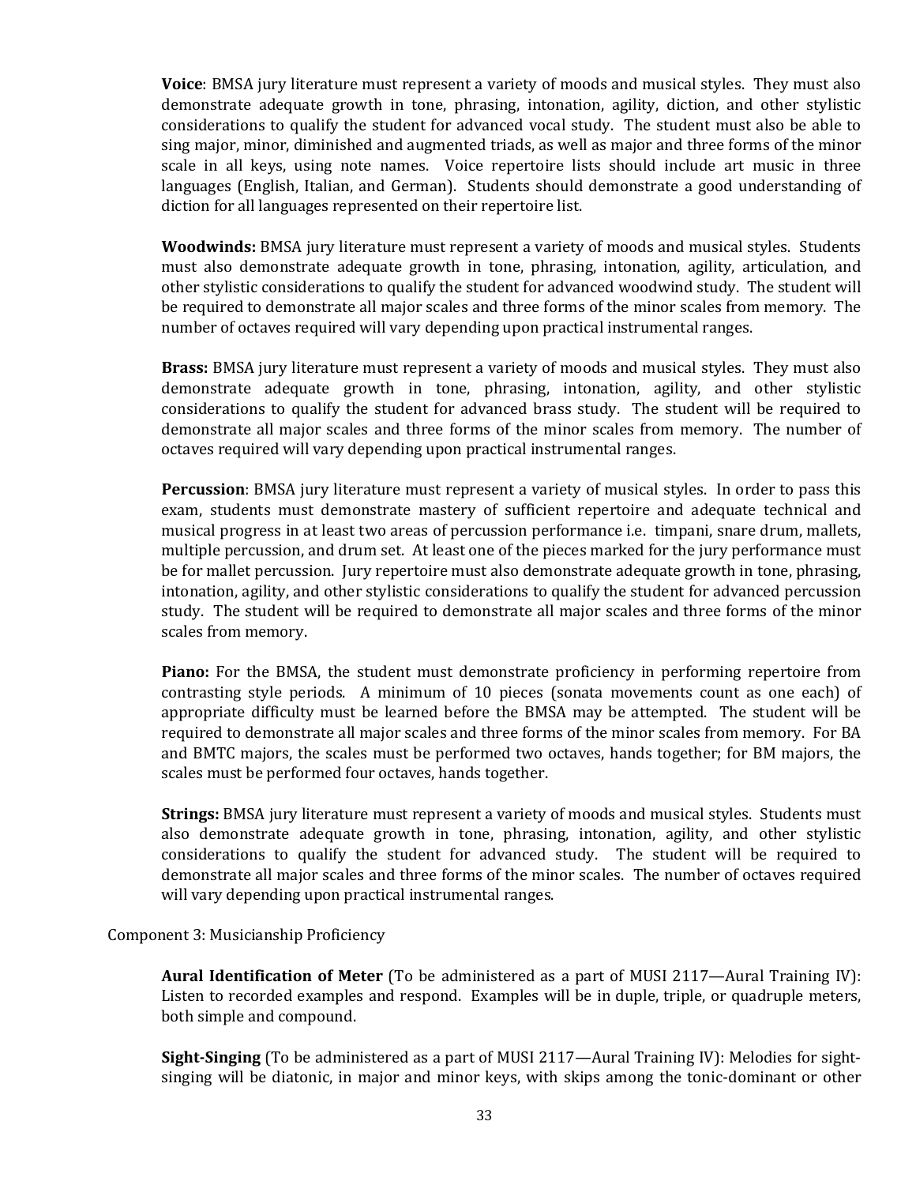**Voice**: BMSA jury literature must represent a variety of moods and musical styles. They must also demonstrate adequate growth in tone, phrasing, intonation, agility, diction, and other stylistic considerations to qualify the student for advanced vocal study. The student must also be able to sing major, minor, diminished and augmented triads, as well as major and three forms of the minor scale in all keys, using note names. Voice repertoire lists should include art music in three languages (English, Italian, and German). Students should demonstrate a good understanding of diction for all languages represented on their repertoire list.

**Woodwinds:** BMSA jury literature must represent a variety of moods and musical styles. Students must also demonstrate adequate growth in tone, phrasing, intonation, agility, articulation, and other stylistic considerations to qualify the student for advanced woodwind study. The student will be required to demonstrate all major scales and three forms of the minor scales from memory. The number of octaves required will vary depending upon practical instrumental ranges.

**Brass:** BMSA jury literature must represent a variety of moods and musical styles. They must also demonstrate adequate growth in tone, phrasing, intonation, agility, and other stylistic considerations to qualify the student for advanced brass study. The student will be required to demonstrate all major scales and three forms of the minor scales from memory. The number of octaves required will vary depending upon practical instrumental ranges.

**Percussion**: BMSA jury literature must represent a variety of musical styles. In order to pass this exam, students must demonstrate mastery of sufficient repertoire and adequate technical and musical progress in at least two areas of percussion performance i.e. timpani, snare drum, mallets, multiple percussion, and drum set. At least one of the pieces marked for the jury performance must be for mallet percussion. Jury repertoire must also demonstrate adequate growth in tone, phrasing, intonation, agility, and other stylistic considerations to qualify the student for advanced percussion study. The student will be required to demonstrate all major scales and three forms of the minor scales from memory.

**Piano:** For the BMSA, the student must demonstrate proficiency in performing repertoire from contrasting style periods. A minimum of 10 pieces (sonata movements count as one each) of appropriate difficulty must be learned before the BMSA may be attempted. The student will be required to demonstrate all major scales and three forms of the minor scales from memory. For BA and BMTC majors, the scales must be performed two octaves, hands together; for BM majors, the scales must be performed four octaves, hands together.

**Strings:** BMSA jury literature must represent a variety of moods and musical styles. Students must also demonstrate adequate growth in tone, phrasing, intonation, agility, and other stylistic considerations to qualify the student for advanced study. The student will be required to demonstrate all major scales and three forms of the minor scales. The number of octaves required will vary depending upon practical instrumental ranges.

Component 3: Musicianship Proficiency

**Aural Identification of Meter** (To be administered as a part of MUSI 2117—Aural Training IV): Listen to recorded examples and respond. Examples will be in duple, triple, or quadruple meters, both simple and compound.

**Sight-Singing** (To be administered as a part of MUSI 2117—Aural Training IV): Melodies for sight-singing will be diatonic, in major and minor keys, with skips among the tonic-dominant or other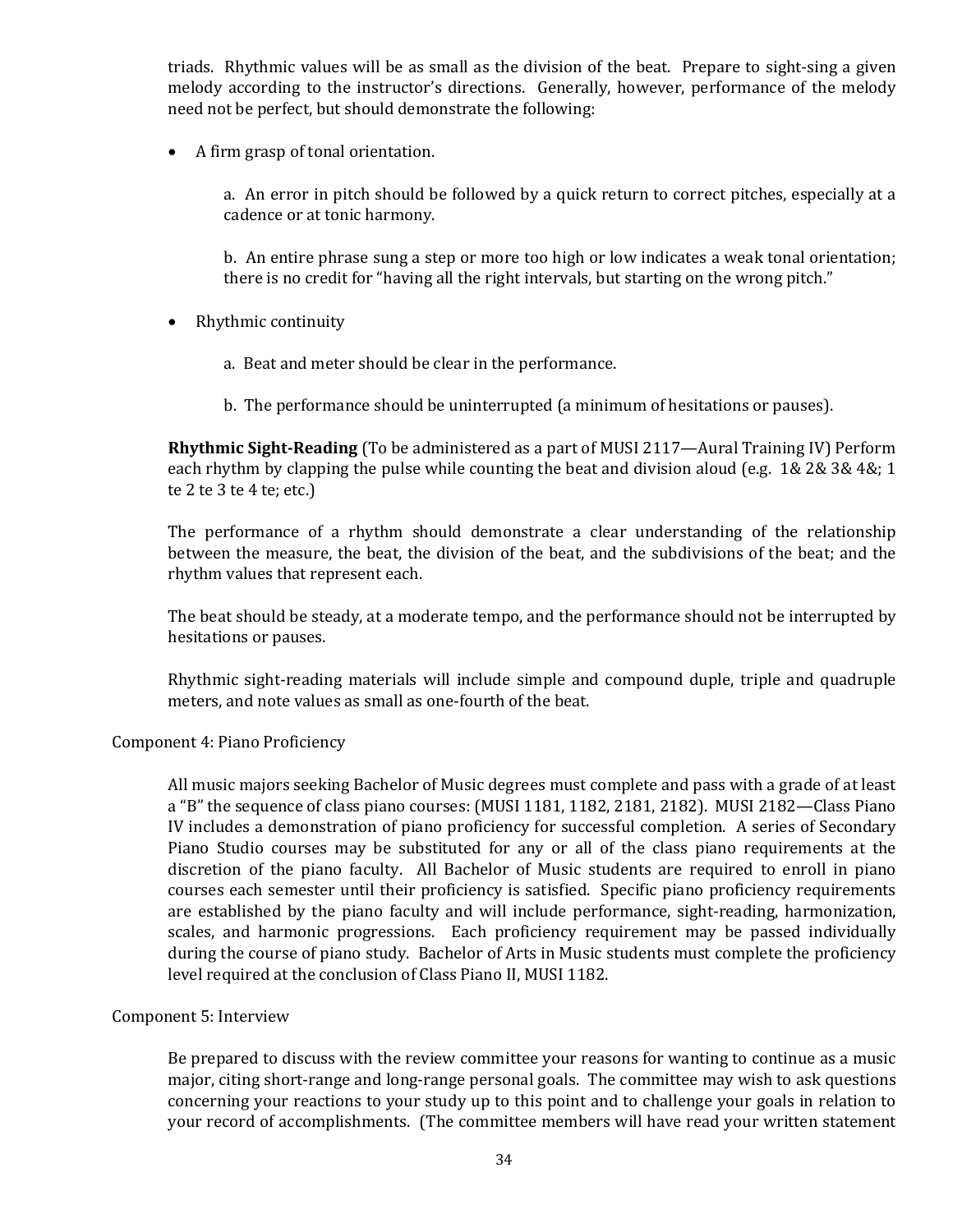triads. Rhythmic values will be as small as the division of the beat. Prepare to sight-sing a given melody according to the instructor's directions. Generally, however, performance of the melody need not be perfect, but should demonstrate the following:

- A firm grasp of tonal orientation.

  a. An error in pitch should be followed by a quick return to correct pitches, especially at a cadence or at tonic harmony.

  b. An entire phrase sung a step or more too high or low indicates a weak tonal orientation; there is no credit for "having all the right intervals, but starting on the wrong pitch."

- Rhythmic continuity

  a. Beat and meter should be clear in the performance.

  b. The performance should be uninterrupted (a minimum of hesitations or pauses).

**Rhythmic Sight-Reading** (To be administered as a part of MUSI 2117—Aural Training IV) Perform each rhythm by clapping the pulse while counting the beat and division aloud (e.g. 1& 2& 3& 4&; 1 te 2 te 3 te 4 te; etc.)

The performance of a rhythm should demonstrate a clear understanding of the relationship between the measure, the beat, the division of the beat, and the subdivisions of the beat; and the rhythm values that represent each.

The beat should be steady, at a moderate tempo, and the performance should not be interrupted by hesitations or pauses.

Rhythmic sight-reading materials will include simple and compound duple, triple and quadruple meters, and note values as small as one-fourth of the beat.

Component 4: Piano Proficiency

All music majors seeking Bachelor of Music degrees must complete and pass with a grade of at least a "B" the sequence of class piano courses: (MUSI 1181, 1182, 2181, 2182). MUSI 2182—Class Piano IV includes a demonstration of piano proficiency for successful completion. A series of Secondary Piano Studio courses may be substituted for any or all of the class piano requirements at the discretion of the piano faculty. All Bachelor of Music students are required to enroll in piano courses each semester until their proficiency is satisfied. Specific piano proficiency requirements are established by the piano faculty and will include performance, sight-reading, harmonization, scales, and harmonic progressions. Each proficiency requirement may be passed individually during the course of piano study. Bachelor of Arts in Music students must complete the proficiency level required at the conclusion of Class Piano II, MUSI 1182.

Component 5: Interview

Be prepared to discuss with the review committee your reasons for wanting to continue as a music major, citing short-range and long-range personal goals. The committee may wish to ask questions concerning your reactions to your study up to this point and to challenge your goals in relation to your record of accomplishments. (The committee members will have read your written statement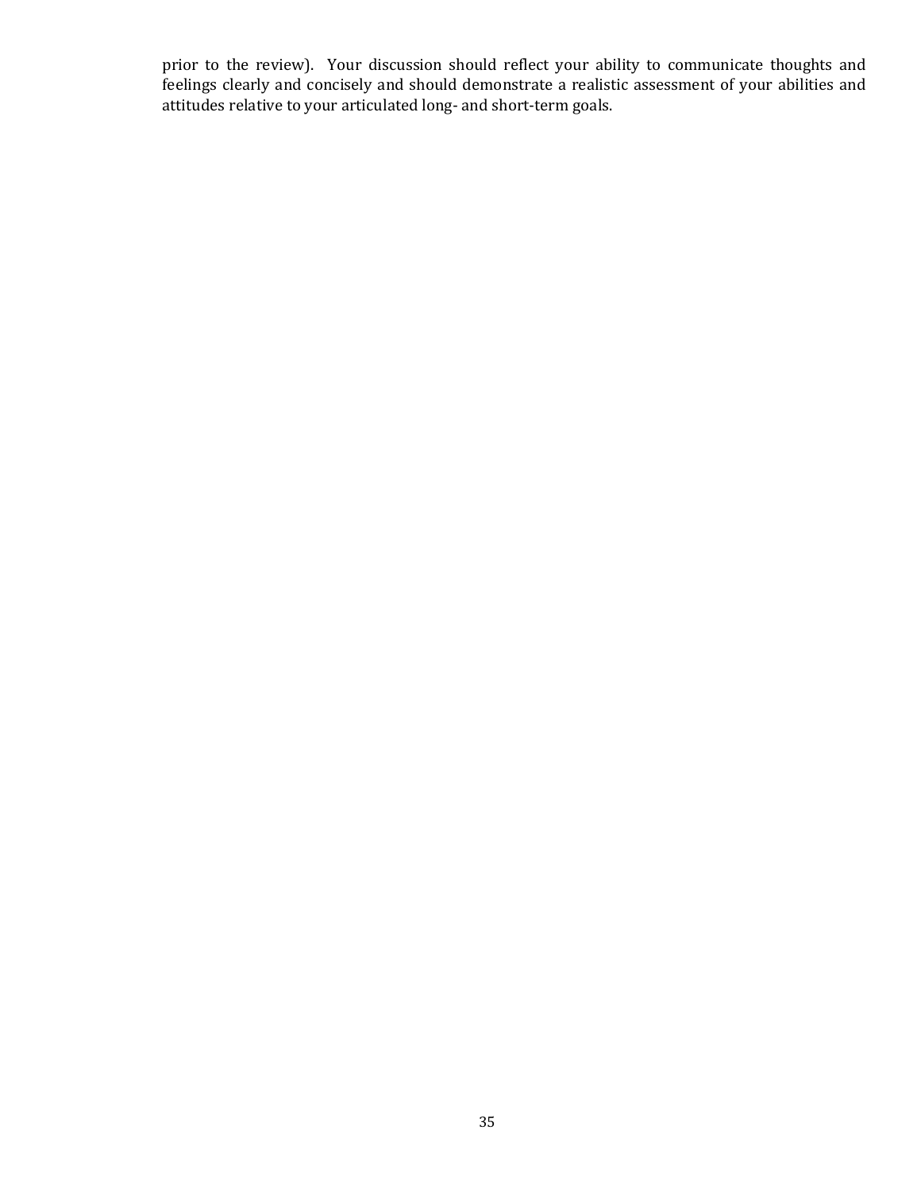prior to the review). Your discussion should reflect your ability to communicate thoughts and feelings clearly and concisely and should demonstrate a realistic assessment of your abilities and attitudes relative to your articulated long- and short-term goals.